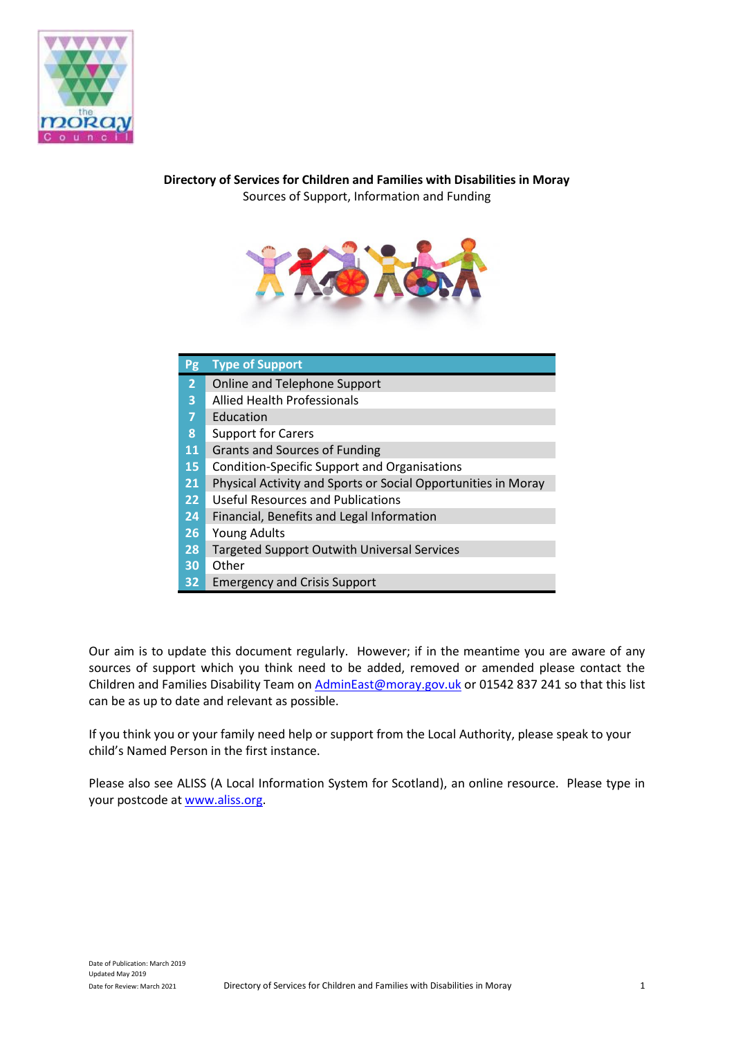**Directory of Services for Children and Families with Disabilities in Moray**

Sources of Support, Information and Funding

| Pg | Type of Support |
|---|---|
| 2 | Online and Telephone Support |
| 3 | Allied Health Professionals |
| 7 | Education |
| 8 | Support for Carers |
| 11 | Grants and Sources of Funding |
| 15 | Condition-Specific Support and Organisations |
| 21 | Physical Activity and Sports or Social Opportunities in Moray |
| 22 | Useful Resources and Publications |
| 24 | Financial, Benefits and Legal Information |
| 26 | Young Adults |
| 28 | Targeted Support Outwith Universal Services |
| 30 | Other |
| 32 | Emergency and Crisis Support |

Our aim is to update this document regularly. However; if in the meantime you are aware of any sources of support which you think need to be added, removed or amended please contact the Children and Families Disability Team on [AdminEast@moray.gov.uk](mailto:AdminEast@moray.gov.uk) or 01542 837 241 so that this list can be as up to date and relevant as possible.

If you think you or your family need help or support from the Local Authority, please speak to your child's Named Person in the first instance.

Please also see ALISS (A Local Information System for Scotland), an online resource. Please type in your postcode at [www.aliss.org](http://www.aliss.org).

Date of Publication: March 2019
Updated May 2019
Date for Review: March 2021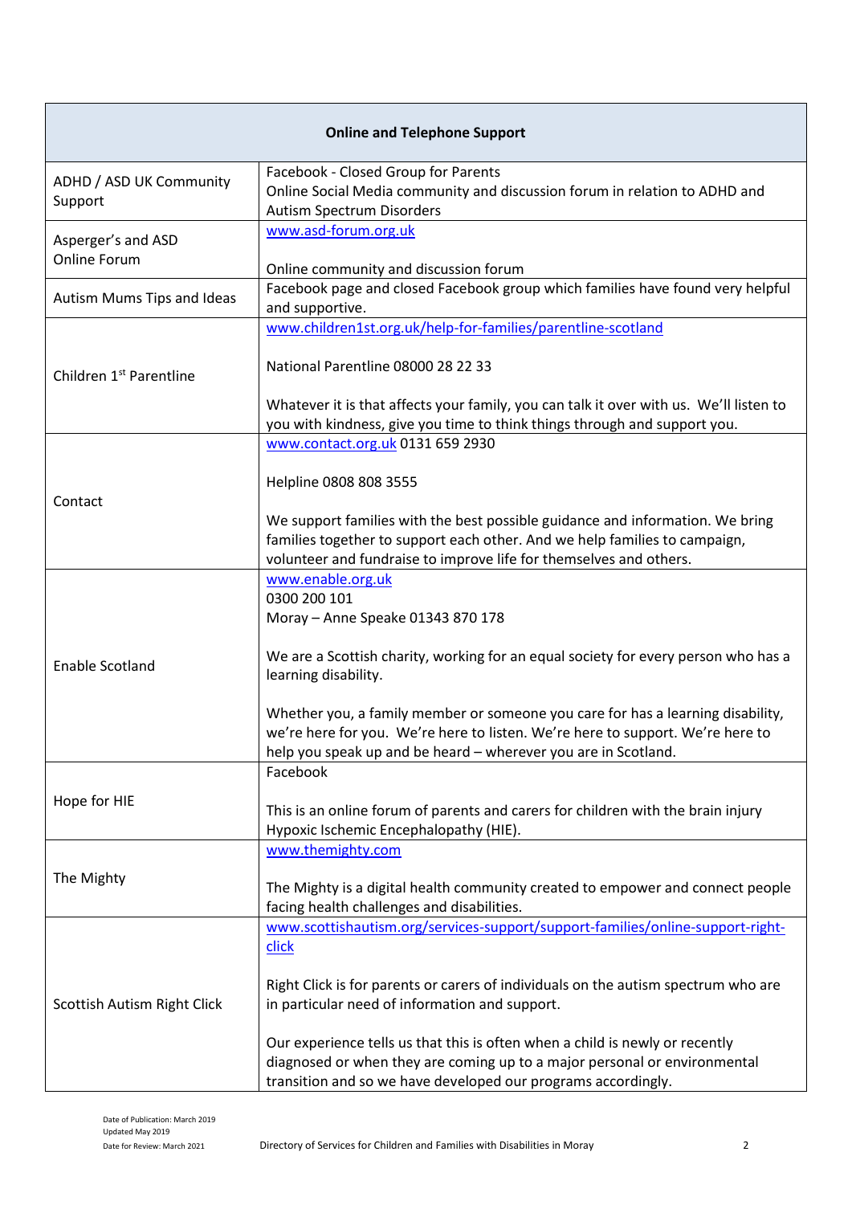| Online and Telephone Support | |
|---|---|
| ADHD / ASD UK Community Support | Facebook - Closed Group for Parents<br>Online Social Media community and discussion forum in relation to ADHD and Autism Spectrum Disorders |
| Asperger's and ASD Online Forum | www.asd-forum.org.uk<br><br>Online community and discussion forum |
| Autism Mums Tips and Ideas | Facebook page and closed Facebook group which families have found very helpful and supportive. |
| Children 1st Parentline | www.children1st.org.uk/help-for-families/parentline-scotland<br><br>National Parentline 08000 28 22 33<br><br>Whatever it is that affects your family, you can talk it over with us. We'll listen to you with kindness, give you time to think things through and support you. |
| Contact | www.contact.org.uk 0131 659 2930<br><br>Helpline 0808 808 3555<br><br>We support families with the best possible guidance and information. We bring families together to support each other. And we help families to campaign, volunteer and fundraise to improve life for themselves and others. |
| Enable Scotland | www.enable.org.uk<br>0300 200 101<br>Moray – Anne Speake 01343 870 178<br><br>We are a Scottish charity, working for an equal society for every person who has a learning disability.<br><br>Whether you, a family member or someone you care for has a learning disability, we're here for you. We're here to listen. We're here to support. We're here to help you speak up and be heard – wherever you are in Scotland. |
| Hope for HIE | Facebook<br><br>This is an online forum of parents and carers for children with the brain injury Hypoxic Ischemic Encephalopathy (HIE). |
| The Mighty | www.themighty.com<br><br>The Mighty is a digital health community created to empower and connect people facing health challenges and disabilities. |
| Scottish Autism Right Click | www.scottishautism.org/services-support/support-families/online-support-right-click<br><br>Right Click is for parents or carers of individuals on the autism spectrum who are in particular need of information and support.<br><br>Our experience tells us that this is often when a child is newly or recently diagnosed or when they are coming up to a major personal or environmental transition and so we have developed our programs accordingly. |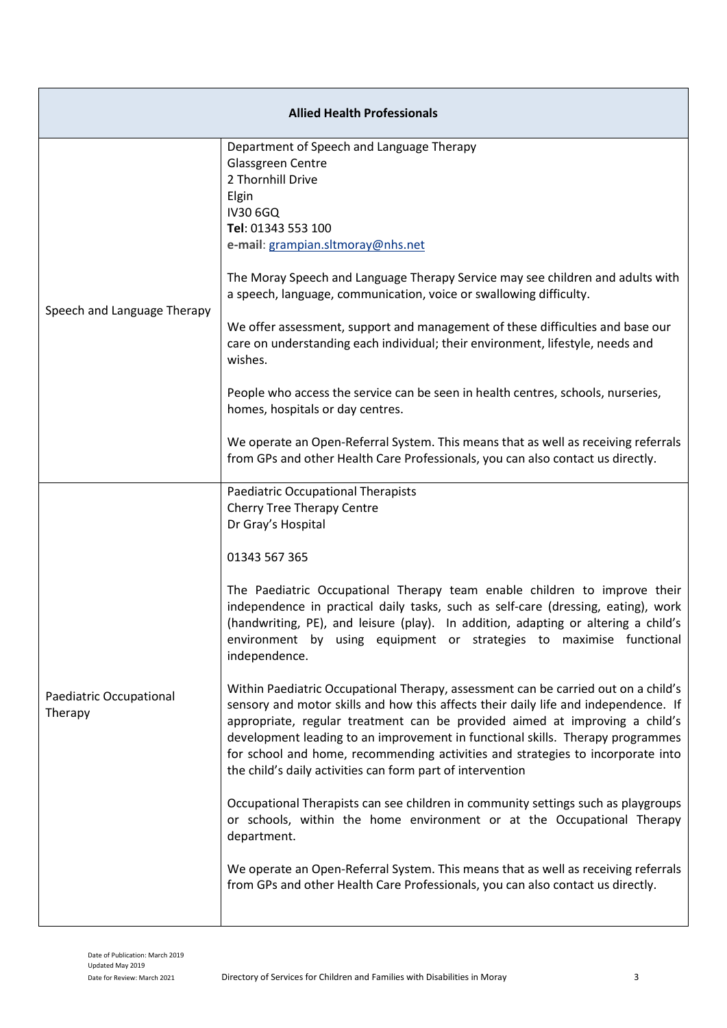| Allied Health Professionals | |
|---|---|
| Speech and Language Therapy | Department of Speech and Language Therapy<br>Glassgreen Centre<br>2 Thornhill Drive<br>Elgin<br>IV30 6GQ<br>**Tel**: 01343 553 100<br>**e-mail**: grampian.sltmoray@nhs.net<br><br>The Moray Speech and Language Therapy Service may see children and adults with a speech, language, communication, voice or swallowing difficulty.<br><br>We offer assessment, support and management of these difficulties and base our care on understanding each individual; their environment, lifestyle, needs and wishes.<br><br>People who access the service can be seen in health centres, schools, nurseries, homes, hospitals or day centres.<br><br>We operate an Open-Referral System. This means that as well as receiving referrals from GPs and other Health Care Professionals, you can also contact us directly. |
| Paediatric Occupational Therapy | Paediatric Occupational Therapists<br>Cherry Tree Therapy Centre<br>Dr Gray's Hospital<br><br>01343 567 365<br><br>The Paediatric Occupational Therapy team enable children to improve their independence in practical daily tasks, such as self-care (dressing, eating), work (handwriting, PE), and leisure (play). In addition, adapting or altering a child's environment by using equipment or strategies to maximise functional independence.<br><br>Within Paediatric Occupational Therapy, assessment can be carried out on a child's sensory and motor skills and how this affects their daily life and independence. If appropriate, regular treatment can be provided aimed at improving a child's development leading to an improvement in functional skills. Therapy programmes for school and home, recommending activities and strategies to incorporate into the child's daily activities can form part of intervention<br><br>Occupational Therapists can see children in community settings such as playgroups or schools, within the home environment or at the Occupational Therapy department.<br><br>We operate an Open-Referral System. This means that as well as receiving referrals from GPs and other Health Care Professionals, you can also contact us directly. |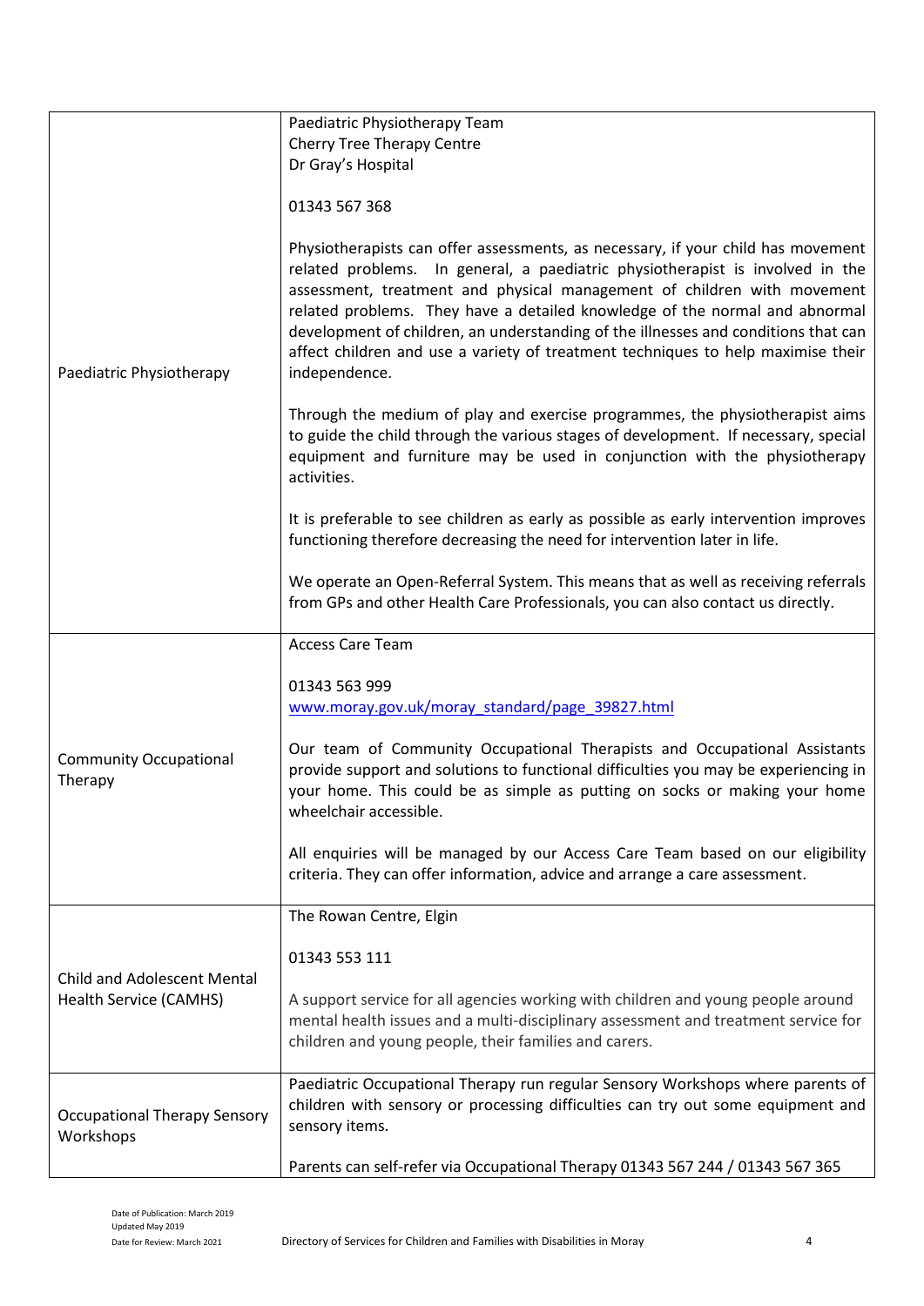| | |
|---|---|
| Paediatric Physiotherapy | Paediatric Physiotherapy Team<br>Cherry Tree Therapy Centre<br>Dr Gray's Hospital<br><br>01343 567 368<br><br>Physiotherapists can offer assessments, as necessary, if your child has movement related problems. In general, a paediatric physiotherapist is involved in the assessment, treatment and physical management of children with movement related problems. They have a detailed knowledge of the normal and abnormal development of children, an understanding of the illnesses and conditions that can affect children and use a variety of treatment techniques to help maximise their independence.<br><br>Through the medium of play and exercise programmes, the physiotherapist aims to guide the child through the various stages of development. If necessary, special equipment and furniture may be used in conjunction with the physiotherapy activities.<br><br>It is preferable to see children as early as possible as early intervention improves functioning therefore decreasing the need for intervention later in life.<br><br>We operate an Open-Referral System. This means that as well as receiving referrals from GPs and other Health Care Professionals, you can also contact us directly. |
| Community Occupational Therapy | Access Care Team<br><br>01343 563 999<br>[www.moray.gov.uk/moray_standard/page_39827.html](www.moray.gov.uk/moray_standard/page_39827.html)<br><br>Our team of Community Occupational Therapists and Occupational Assistants provide support and solutions to functional difficulties you may be experiencing in your home. This could be as simple as putting on socks or making your home wheelchair accessible.<br><br>All enquiries will be managed by our Access Care Team based on our eligibility criteria. They can offer information, advice and arrange a care assessment. |
| Child and Adolescent Mental Health Service (CAMHS) | The Rowan Centre, Elgin<br><br>01343 553 111<br><br>A support service for all agencies working with children and young people around mental health issues and a multi-disciplinary assessment and treatment service for children and young people, their families and carers. |
| Occupational Therapy Sensory Workshops | Paediatric Occupational Therapy run regular Sensory Workshops where parents of children with sensory or processing difficulties can try out some equipment and sensory items.<br><br>Parents can self-refer via Occupational Therapy 01343 567 244 / 01343 567 365 |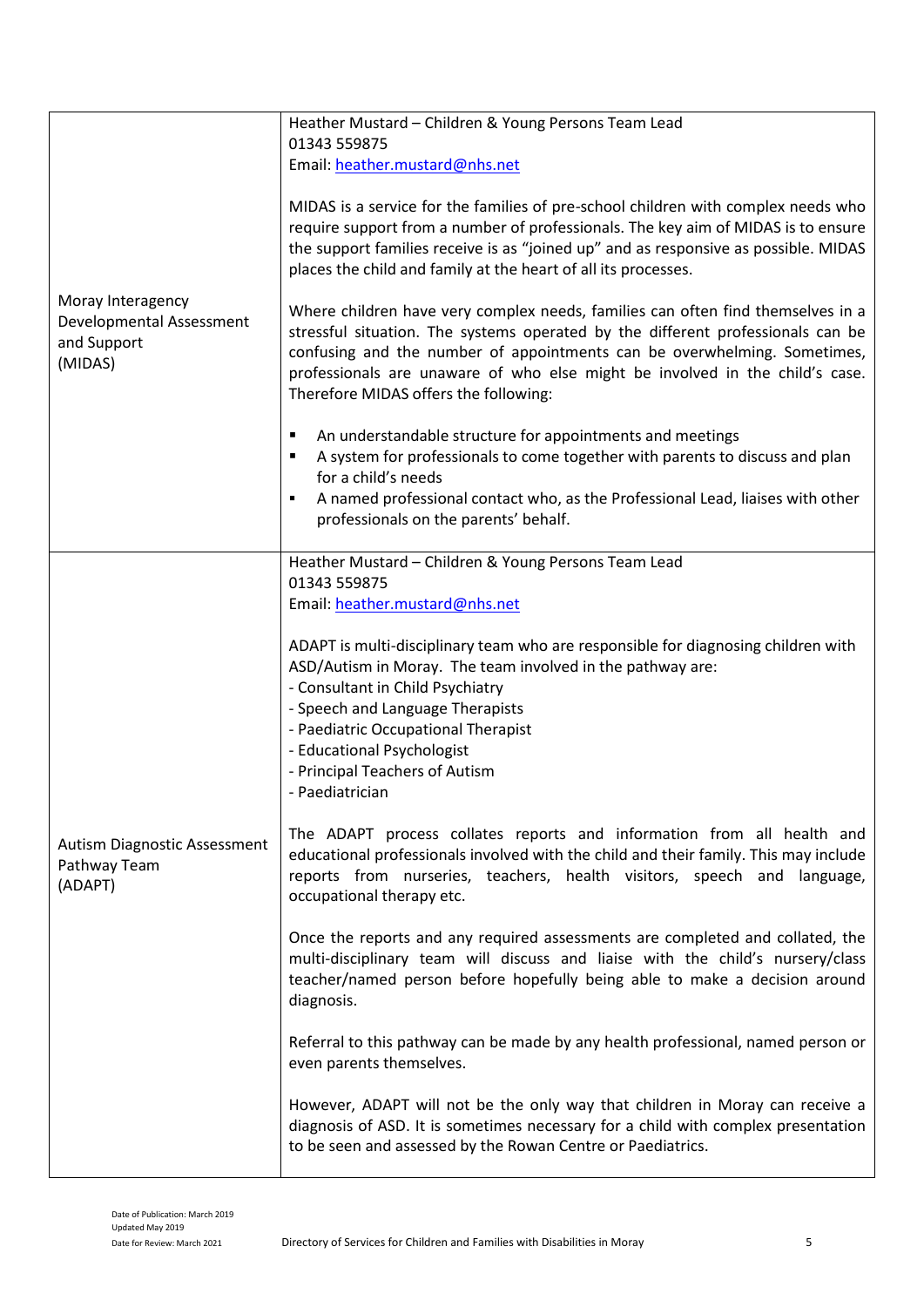| | |
|---|---|
| Moray Interagency Developmental Assessment and Support (MIDAS) | Heather Mustard – Children & Young Persons Team Lead<br>01343 559875<br>Email: heather.mustard@nhs.net<br><br>MIDAS is a service for the families of pre-school children with complex needs who require support from a number of professionals. The key aim of MIDAS is to ensure the support families receive is as "joined up" and as responsive as possible. MIDAS places the child and family at the heart of all its processes.<br><br>Where children have very complex needs, families can often find themselves in a stressful situation. The systems operated by the different professionals can be confusing and the number of appointments can be overwhelming. Sometimes, professionals are unaware of who else might be involved in the child's case. Therefore MIDAS offers the following:<br><br>▪ An understandable structure for appointments and meetings<br>▪ A system for professionals to come together with parents to discuss and plan for a child's needs<br>▪ A named professional contact who, as the Professional Lead, liaises with other professionals on the parents' behalf. |
| Autism Diagnostic Assessment Pathway Team (ADAPT) | Heather Mustard – Children & Young Persons Team Lead<br>01343 559875<br>Email: heather.mustard@nhs.net<br><br>ADAPT is multi-disciplinary team who are responsible for diagnosing children with ASD/Autism in Moray. The team involved in the pathway are:<br>- Consultant in Child Psychiatry<br>- Speech and Language Therapists<br>- Paediatric Occupational Therapist<br>- Educational Psychologist<br>- Principal Teachers of Autism<br>- Paediatrician<br><br>The ADAPT process collates reports and information from all health and educational professionals involved with the child and their family. This may include reports from nurseries, teachers, health visitors, speech and language, occupational therapy etc.<br><br>Once the reports and any required assessments are completed and collated, the multi-disciplinary team will discuss and liaise with the child's nursery/class teacher/named person before hopefully being able to make a decision around diagnosis.<br><br>Referral to this pathway can be made by any health professional, named person or even parents themselves.<br><br>However, ADAPT will not be the only way that children in Moray can receive a diagnosis of ASD. It is sometimes necessary for a child with complex presentation to be seen and assessed by the Rowan Centre or Paediatrics. |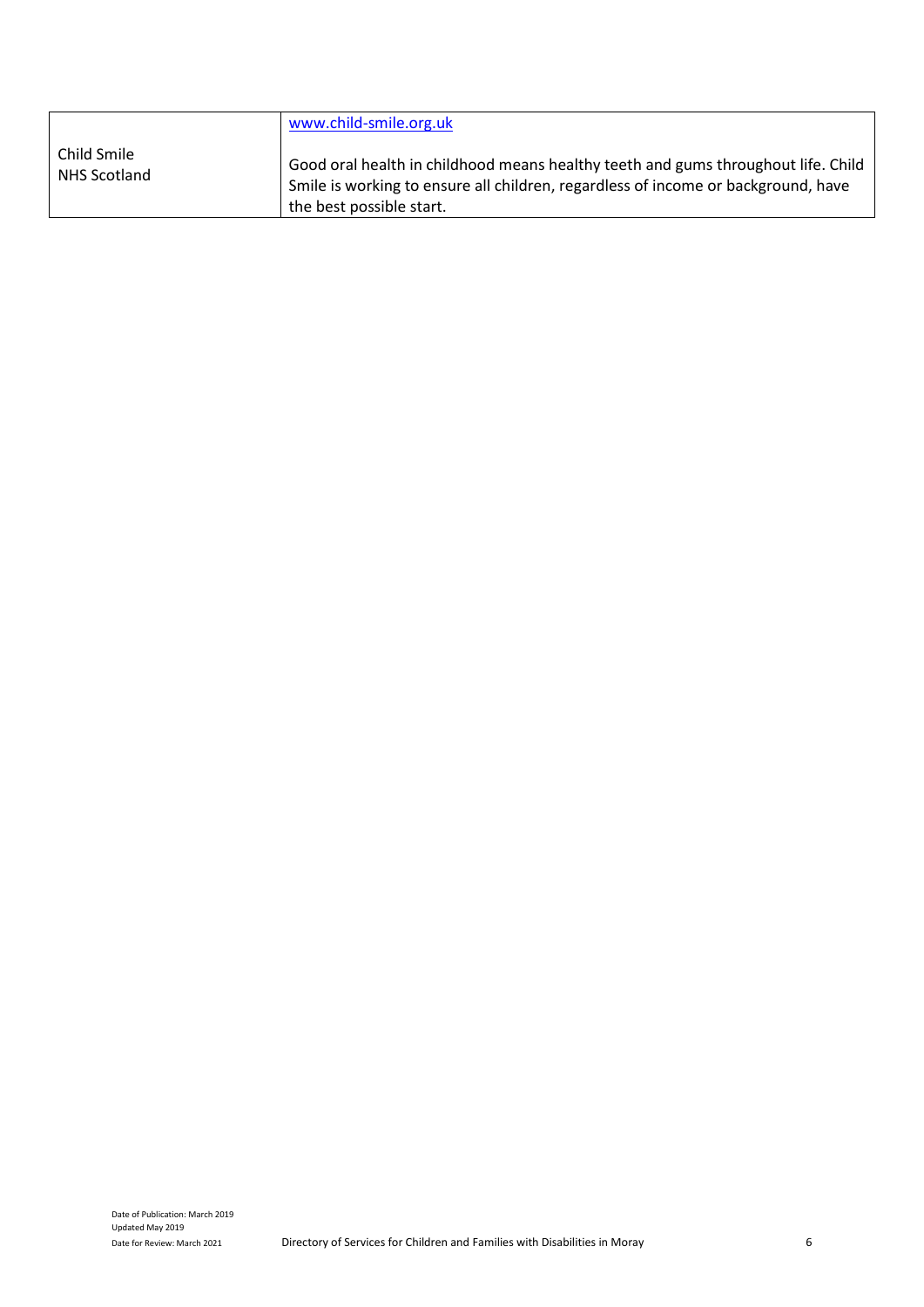| | |
|---|---|
| Child Smile<br>NHS Scotland | www.child-smile.org.uk<br><br>Good oral health in childhood means healthy teeth and gums throughout life. Child Smile is working to ensure all children, regardless of income or background, have the best possible start. |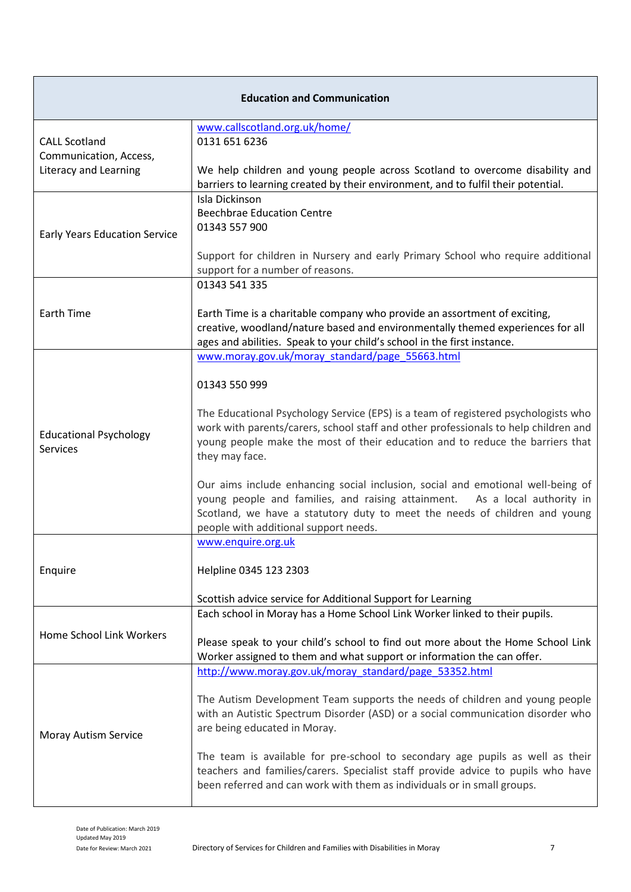| Education and Communication | |
|---|---|
| CALL Scotland Communication, Access, Literacy and Learning | www.callscotland.org.uk/home/<br>0131 651 6236<br><br>We help children and young people across Scotland to overcome disability and barriers to learning created by their environment, and to fulfil their potential. |
| Early Years Education Service | Isla Dickinson<br>Beechbrae Education Centre<br>01343 557 900<br><br>Support for children in Nursery and early Primary School who require additional support for a number of reasons. |
| Earth Time | 01343 541 335<br><br>Earth Time is a charitable company who provide an assortment of exciting, creative, woodland/nature based and environmentally themed experiences for all ages and abilities. Speak to your child's school in the first instance. |
| Educational Psychology Services | www.moray.gov.uk/moray_standard/page_55663.html<br><br>01343 550 999<br><br>The Educational Psychology Service (EPS) is a team of registered psychologists who work with parents/carers, school staff and other professionals to help children and young people make the most of their education and to reduce the barriers that they may face.<br><br>Our aims include enhancing social inclusion, social and emotional well-being of young people and families, and raising attainment. As a local authority in Scotland, we have a statutory duty to meet the needs of children and young people with additional support needs. |
| Enquire | www.enquire.org.uk<br><br>Helpline 0345 123 2303<br><br>Scottish advice service for Additional Support for Learning |
| Home School Link Workers | Each school in Moray has a Home School Link Worker linked to their pupils.<br><br>Please speak to your child's school to find out more about the Home School Link Worker assigned to them and what support or information the can offer. |
| Moray Autism Service | http://www.moray.gov.uk/moray_standard/page_53352.html<br><br>The Autism Development Team supports the needs of children and young people with an Autistic Spectrum Disorder (ASD) or a social communication disorder who are being educated in Moray.<br><br>The team is available for pre-school to secondary age pupils as well as their teachers and families/carers. Specialist staff provide advice to pupils who have been referred and can work with them as individuals or in small groups. |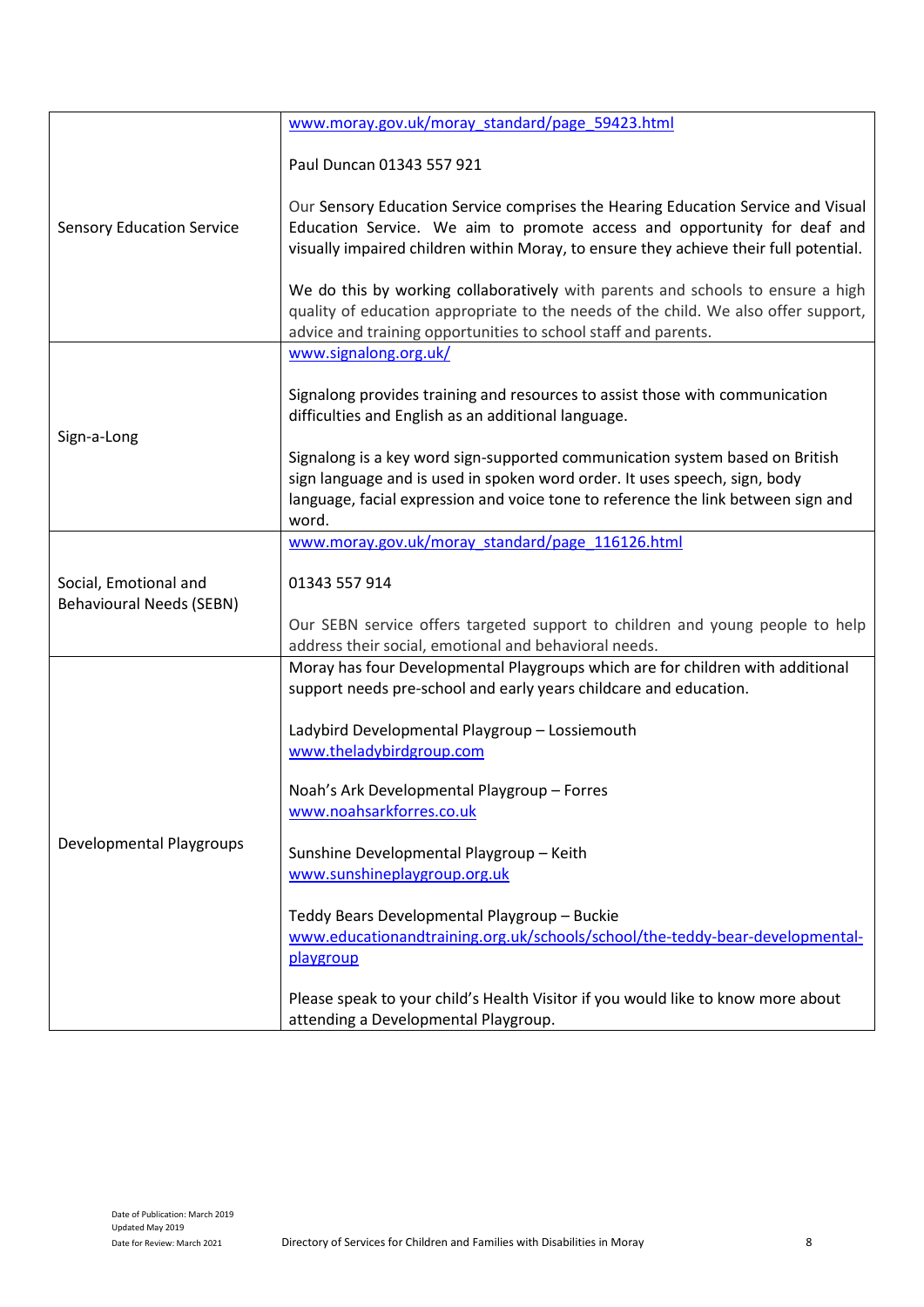| | |
|---|---|
| Sensory Education Service | www.moray.gov.uk/moray_standard/page_59423.html<br><br>Paul Duncan 01343 557 921<br><br>Our Sensory Education Service comprises the Hearing Education Service and Visual Education Service. We aim to promote access and opportunity for deaf and visually impaired children within Moray, to ensure they achieve their full potential.<br><br>We do this by working collaboratively with parents and schools to ensure a high quality of education appropriate to the needs of the child. We also offer support, advice and training opportunities to school staff and parents. |
| Sign-a-Long | www.signalong.org.uk/<br><br>Signalong provides training and resources to assist those with communication difficulties and English as an additional language.<br><br>Signalong is a key word sign-supported communication system based on British sign language and is used in spoken word order. It uses speech, sign, body language, facial expression and voice tone to reference the link between sign and word. |
| Social, Emotional and Behavioural Needs (SEBN) | www.moray.gov.uk/moray_standard/page_116126.html<br><br>01343 557 914<br><br>Our SEBN service offers targeted support to children and young people to help address their social, emotional and behavioral needs. |
| Developmental Playgroups | Moray has four Developmental Playgroups which are for children with additional support needs pre-school and early years childcare and education.<br><br>Ladybird Developmental Playgroup – Lossiemouth<br>www.theladybirdgroup.com<br><br>Noah's Ark Developmental Playgroup – Forres<br>www.noahsarkforres.co.uk<br><br>Sunshine Developmental Playgroup – Keith<br>www.sunshineplaygroup.org.uk<br><br>Teddy Bears Developmental Playgroup – Buckie<br>www.educationandtraining.org.uk/schools/school/the-teddy-bear-developmental-playgroup<br><br>Please speak to your child's Health Visitor if you would like to know more about attending a Developmental Playgroup. |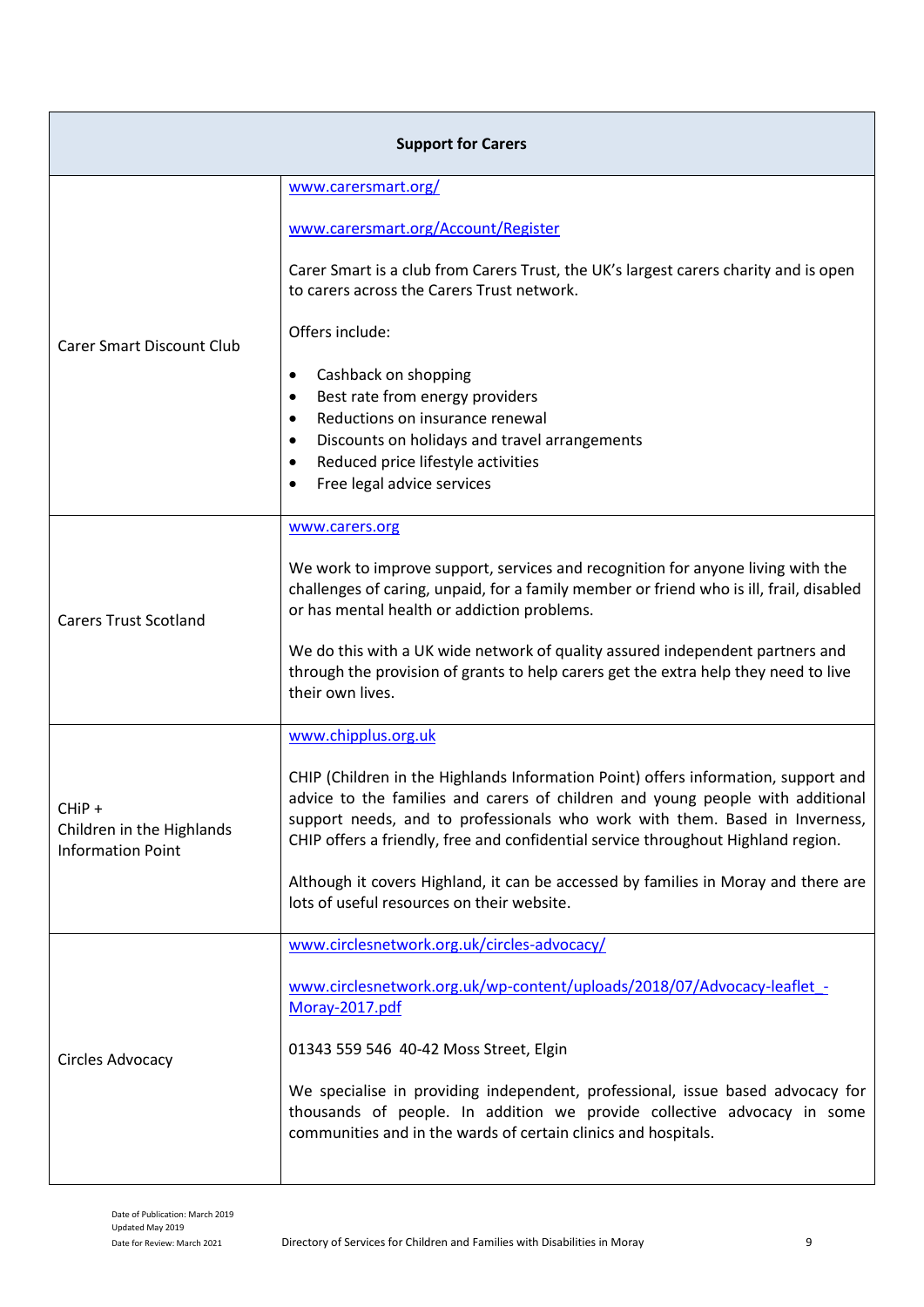| Support for Carers | |
|---|---|
| Carer Smart Discount Club | www.carersmart.org/<br><br>www.carersmart.org/Account/Register<br><br>Carer Smart is a club from Carers Trust, the UK's largest carers charity and is open to carers across the Carers Trust network.<br><br>Offers include:<br><br>• Cashback on shopping<br>• Best rate from energy providers<br>• Reductions on insurance renewal<br>• Discounts on holidays and travel arrangements<br>• Reduced price lifestyle activities<br>• Free legal advice services |
| Carers Trust Scotland | www.carers.org<br><br>We work to improve support, services and recognition for anyone living with the challenges of caring, unpaid, for a family member or friend who is ill, frail, disabled or has mental health or addiction problems.<br><br>We do this with a UK wide network of quality assured independent partners and through the provision of grants to help carers get the extra help they need to live their own lives. |
| CHiP +<br>Children in the Highlands Information Point | www.chipplus.org.uk<br><br>CHIP (Children in the Highlands Information Point) offers information, support and advice to the families and carers of children and young people with additional support needs, and to professionals who work with them. Based in Inverness, CHIP offers a friendly, free and confidential service throughout Highland region.<br><br>Although it covers Highland, it can be accessed by families in Moray and there are lots of useful resources on their website. |
| Circles Advocacy | www.circlesnetwork.org.uk/circles-advocacy/<br><br>www.circlesnetwork.org.uk/wp-content/uploads/2018/07/Advocacy-leaflet_-Moray-2017.pdf<br><br>01343 559 546 40-42 Moss Street, Elgin<br><br>We specialise in providing independent, professional, issue based advocacy for thousands of people. In addition we provide collective advocacy in some communities and in the wards of certain clinics and hospitals. |

Date of Publication: March 2019
Updated May 2019
Date for Review: March 2021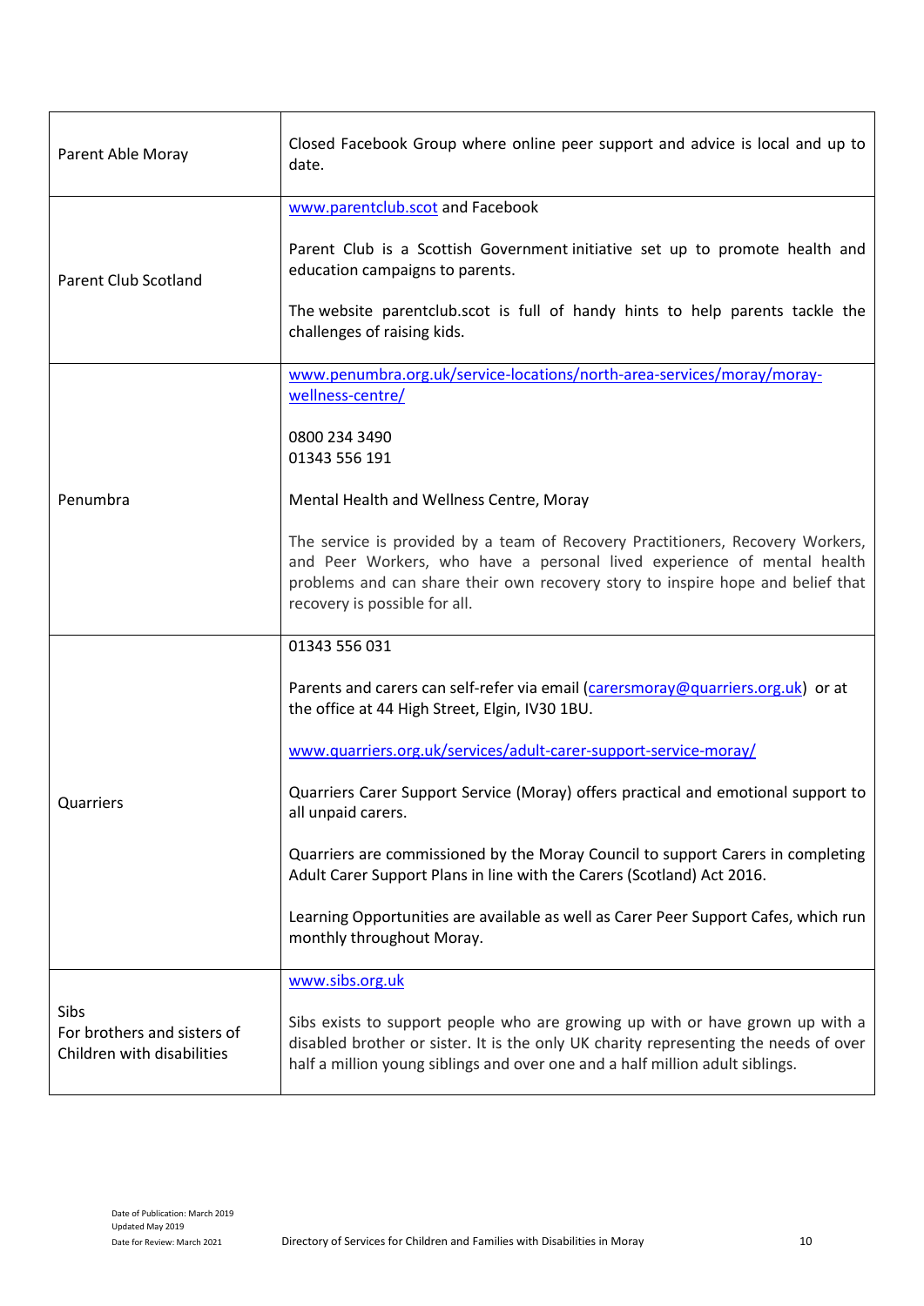| | |
|---|---|
| Parent Able Moray | Closed Facebook Group where online peer support and advice is local and up to date. |
| Parent Club Scotland | www.parentclub.scot and Facebook<br><br>Parent Club is a Scottish Government initiative set up to promote health and education campaigns to parents.<br><br>The website parentclub.scot is full of handy hints to help parents tackle the challenges of raising kids. |
| Penumbra | www.penumbra.org.uk/service-locations/north-area-services/moray/moray-wellness-centre/<br><br>0800 234 3490<br>01343 556 191<br><br>Mental Health and Wellness Centre, Moray<br><br>The service is provided by a team of Recovery Practitioners, Recovery Workers, and Peer Workers, who have a personal lived experience of mental health problems and can share their own recovery story to inspire hope and belief that recovery is possible for all. |
| Quarriers | 01343 556 031<br><br>Parents and carers can self-refer via email (carersmoray@quarriers.org.uk) or at the office at 44 High Street, Elgin, IV30 1BU.<br><br>www.quarriers.org.uk/services/adult-carer-support-service-moray/<br><br>Quarriers Carer Support Service (Moray) offers practical and emotional support to all unpaid carers.<br><br>Quarriers are commissioned by the Moray Council to support Carers in completing Adult Carer Support Plans in line with the Carers (Scotland) Act 2016.<br><br>Learning Opportunities are available as well as Carer Peer Support Cafes, which run monthly throughout Moray. |
| Sibs<br>For brothers and sisters of Children with disabilities | www.sibs.org.uk<br><br>Sibs exists to support people who are growing up with or have grown up with a disabled brother or sister. It is the only UK charity representing the needs of over half a million young siblings and over one and a half million adult siblings. |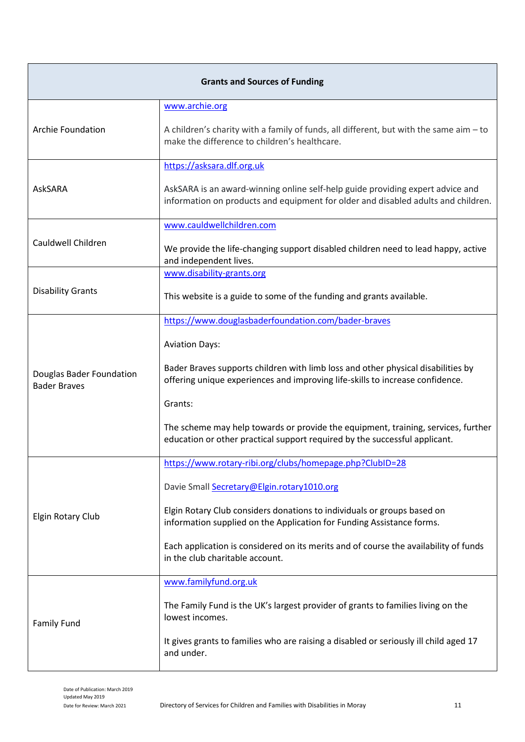| Grants and Sources of Funding | |
|---|---|
| Archie Foundation | www.archie.org<br><br>A children's charity with a family of funds, all different, but with the same aim – to make the difference to children's healthcare. |
| AskSARA | https://asksara.dlf.org.uk<br><br>AskSARA is an award-winning online self-help guide providing expert advice and information on products and equipment for older and disabled adults and children. |
| Cauldwell Children | www.cauldwellchildren.com<br><br>We provide the life-changing support disabled children need to lead happy, active and independent lives. |
| Disability Grants | www.disability-grants.org<br><br>This website is a guide to some of the funding and grants available. |
| Douglas Bader Foundation Bader Braves | https://www.douglasbaderfoundation.com/bader-braves<br><br>Aviation Days:<br><br>Bader Braves supports children with limb loss and other physical disabilities by offering unique experiences and improving life-skills to increase confidence.<br><br>Grants:<br><br>The scheme may help towards or provide the equipment, training, services, further education or other practical support required by the successful applicant. |
| Elgin Rotary Club | https://www.rotary-ribi.org/clubs/homepage.php?ClubID=28<br><br>Davie Small Secretary@Elgin.rotary1010.org<br><br>Elgin Rotary Club considers donations to individuals or groups based on information supplied on the Application for Funding Assistance forms.<br><br>Each application is considered on its merits and of course the availability of funds in the club charitable account. |
| Family Fund | www.familyfund.org.uk<br><br>The Family Fund is the UK's largest provider of grants to families living on the lowest incomes.<br><br>It gives grants to families who are raising a disabled or seriously ill child aged 17 and under. |

Date of Publication: March 2019
Updated May 2019
Date for Review: March 2021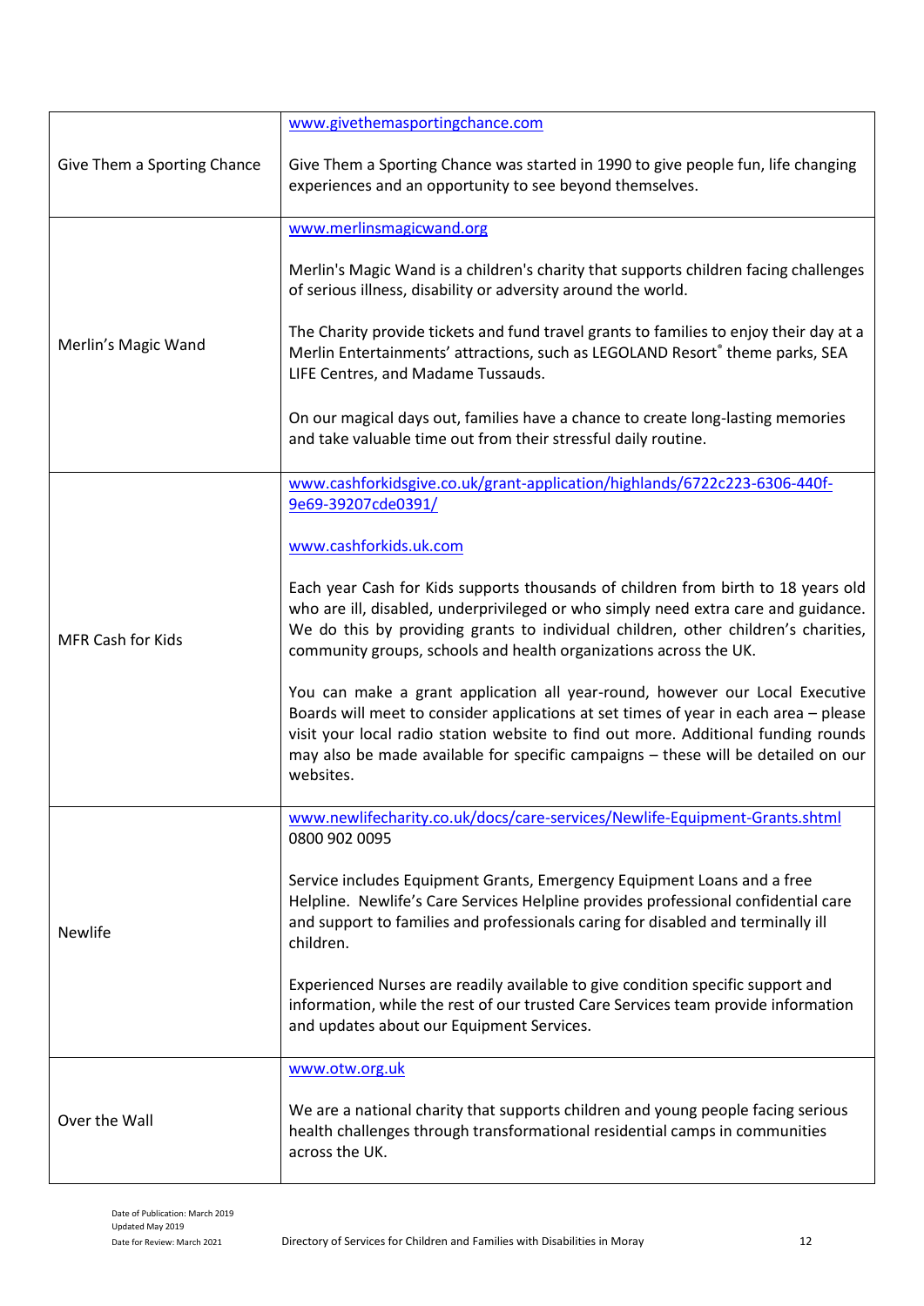| | |
|---|---|
| Give Them a Sporting Chance | www.givethemasportingchance.com<br><br>Give Them a Sporting Chance was started in 1990 to give people fun, life changing experiences and an opportunity to see beyond themselves. |
| Merlin's Magic Wand | www.merlinsmagicwand.org<br><br>Merlin's Magic Wand is a children's charity that supports children facing challenges of serious illness, disability or adversity around the world.<br><br>The Charity provide tickets and fund travel grants to families to enjoy their day at a Merlin Entertainments' attractions, such as LEGOLAND Resort® theme parks, SEA LIFE Centres, and Madame Tussauds.<br><br>On our magical days out, families have a chance to create long-lasting memories and take valuable time out from their stressful daily routine. |
| MFR Cash for Kids | www.cashforkidsgive.co.uk/grant-application/highlands/6722c223-6306-440f-9e69-39207cde0391/<br><br>www.cashforkids.uk.com<br><br>Each year Cash for Kids supports thousands of children from birth to 18 years old who are ill, disabled, underprivileged or who simply need extra care and guidance. We do this by providing grants to individual children, other children's charities, community groups, schools and health organizations across the UK.<br><br>You can make a grant application all year-round, however our Local Executive Boards will meet to consider applications at set times of year in each area – please visit your local radio station website to find out more. Additional funding rounds may also be made available for specific campaigns – these will be detailed on our websites. |
| Newlife | www.newlifecharity.co.uk/docs/care-services/Newlife-Equipment-Grants.shtml<br>0800 902 0095<br><br>Service includes Equipment Grants, Emergency Equipment Loans and a free Helpline. Newlife's Care Services Helpline provides professional confidential care and support to families and professionals caring for disabled and terminally ill children.<br><br>Experienced Nurses are readily available to give condition specific support and information, while the rest of our trusted Care Services team provide information and updates about our Equipment Services. |
| Over the Wall | www.otw.org.uk<br><br>We are a national charity that supports children and young people facing serious health challenges through transformational residential camps in communities across the UK. |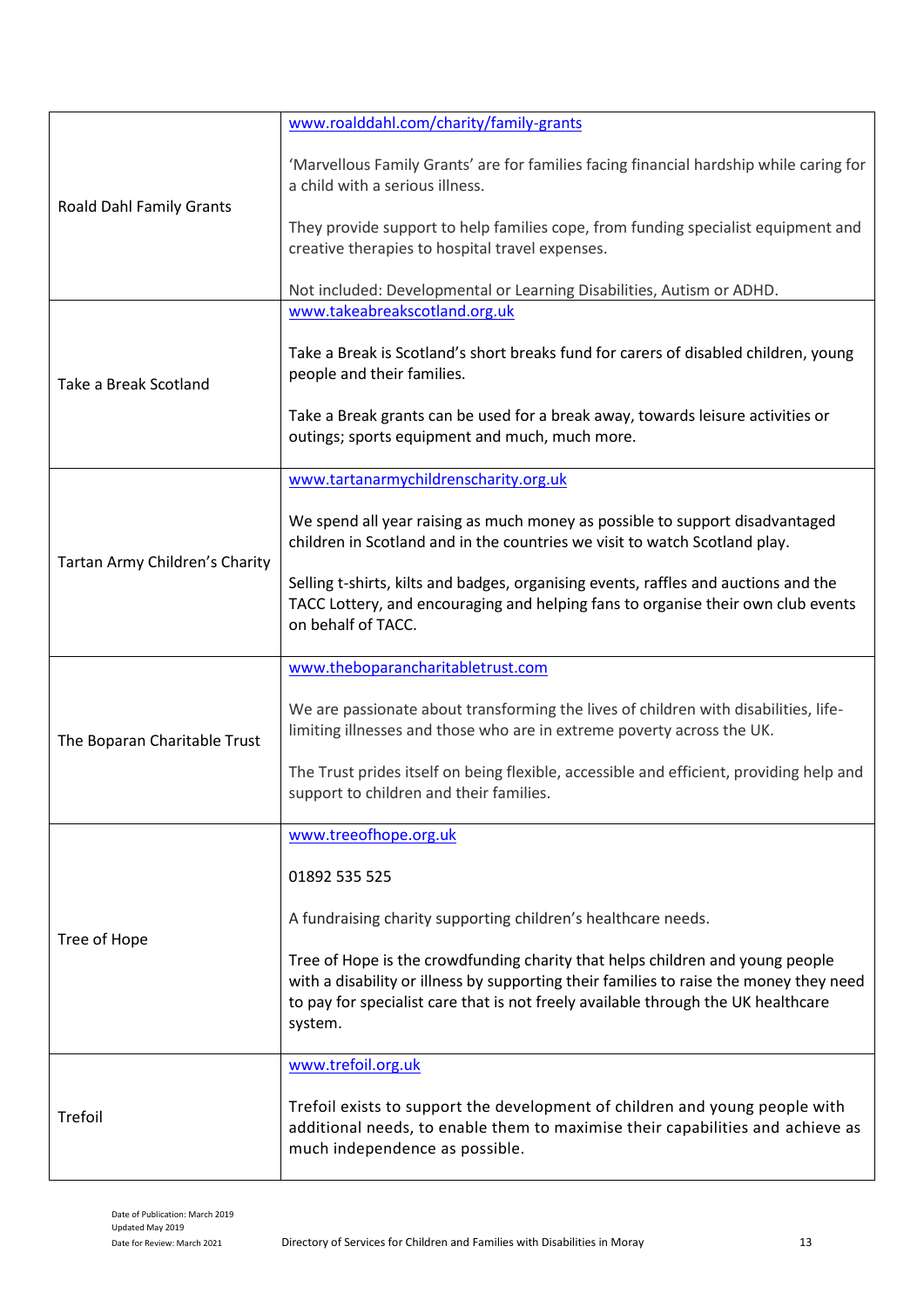| | |
|---|---|
| Roald Dahl Family Grants | www.roalddahl.com/charity/family-grants<br><br>'Marvellous Family Grants' are for families facing financial hardship while caring for a child with a serious illness.<br><br>They provide support to help families cope, from funding specialist equipment and creative therapies to hospital travel expenses.<br><br>Not included: Developmental or Learning Disabilities, Autism or ADHD. |
| Take a Break Scotland | www.takeabreakscotland.org.uk<br><br>Take a Break is Scotland's short breaks fund for carers of disabled children, young people and their families.<br><br>Take a Break grants can be used for a break away, towards leisure activities or outings; sports equipment and much, much more. |
| Tartan Army Children's Charity | www.tartanarmychildrenscharity.org.uk<br><br>We spend all year raising as much money as possible to support disadvantaged children in Scotland and in the countries we visit to watch Scotland play.<br><br>Selling t-shirts, kilts and badges, organising events, raffles and auctions and the TACC Lottery, and encouraging and helping fans to organise their own club events on behalf of TACC. |
| The Boparan Charitable Trust | www.theboparancharitabletrust.com<br><br>We are passionate about transforming the lives of children with disabilities, life-limiting illnesses and those who are in extreme poverty across the UK.<br><br>The Trust prides itself on being flexible, accessible and efficient, providing help and support to children and their families. |
| Tree of Hope | www.treeofhope.org.uk<br><br>01892 535 525<br><br>A fundraising charity supporting children's healthcare needs.<br><br>Tree of Hope is the crowdfunding charity that helps children and young people with a disability or illness by supporting their families to raise the money they need to pay for specialist care that is not freely available through the UK healthcare system. |
| Trefoil | www.trefoil.org.uk<br><br>Trefoil exists to support the development of children and young people with additional needs, to enable them to maximise their capabilities and achieve as much independence as possible. |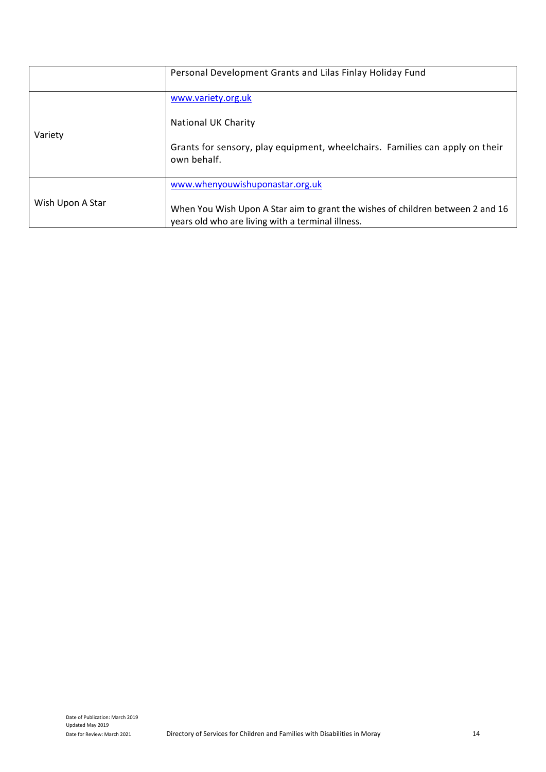| | |
|---|---|
| | Personal Development Grants and Lilas Finlay Holiday Fund |
| Variety | www.variety.org.uk<br><br>National UK Charity<br><br>Grants for sensory, play equipment, wheelchairs. Families can apply on their own behalf. |
| Wish Upon A Star | www.whenyouwishuponastar.org.uk<br><br>When You Wish Upon A Star aim to grant the wishes of children between 2 and 16 years old who are living with a terminal illness. |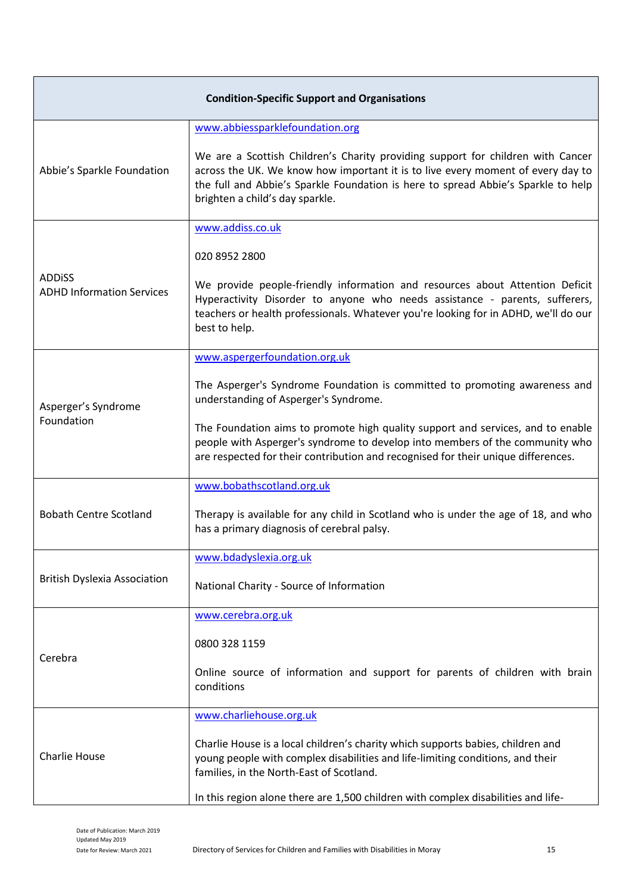| Condition-Specific Support and Organisations | |
|---|---|
| Abbie's Sparkle Foundation | www.abbiessparklefoundation.org<br><br>We are a Scottish Children's Charity providing support for children with Cancer across the UK. We know how important it is to live every moment of every day to the full and Abbie's Sparkle Foundation is here to spread Abbie's Sparkle to help brighten a child's day sparkle. |
| ADDiSS<br>ADHD Information Services | www.addiss.co.uk<br><br>020 8952 2800<br><br>We provide people-friendly information and resources about Attention Deficit Hyperactivity Disorder to anyone who needs assistance - parents, sufferers, teachers or health professionals. Whatever you're looking for in ADHD, we'll do our best to help. |
| Asperger's Syndrome Foundation | www.aspergerfoundation.org.uk<br><br>The Asperger's Syndrome Foundation is committed to promoting awareness and understanding of Asperger's Syndrome.<br><br>The Foundation aims to promote high quality support and services, and to enable people with Asperger's syndrome to develop into members of the community who are respected for their contribution and recognised for their unique differences. |
| Bobath Centre Scotland | www.bobathscotland.org.uk<br><br>Therapy is available for any child in Scotland who is under the age of 18, and who has a primary diagnosis of cerebral palsy. |
| British Dyslexia Association | www.bdadyslexia.org.uk<br><br>National Charity - Source of Information |
| Cerebra | www.cerebra.org.uk<br><br>0800 328 1159<br><br>Online source of information and support for parents of children with brain conditions |
| Charlie House | www.charliehouse.org.uk<br><br>Charlie House is a local children's charity which supports babies, children and young people with complex disabilities and life-limiting conditions, and their families, in the North-East of Scotland.<br><br>In this region alone there are 1,500 children with complex disabilities and life- |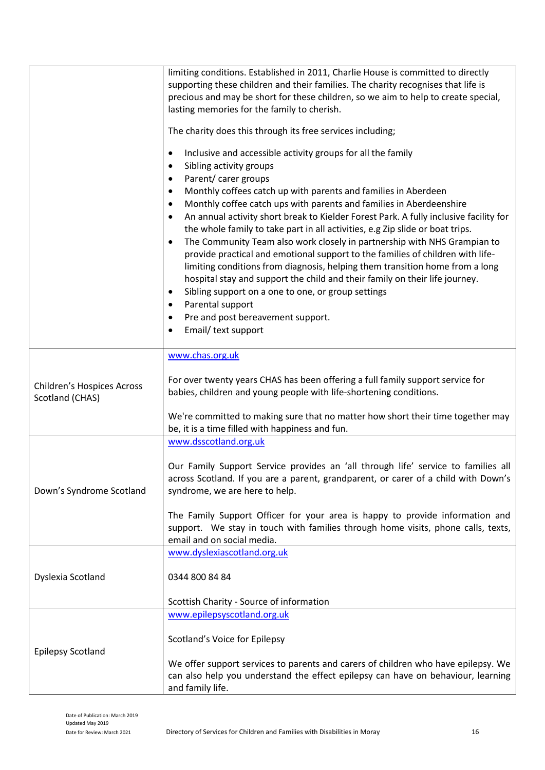| | |
|---|---|
| | limiting conditions. Established in 2011, Charlie House is committed to directly supporting these children and their families. The charity recognises that life is precious and may be short for these children, so we aim to help to create special, lasting memories for the family to cherish.<br><br>The charity does this through its free services including;<br><br>• Inclusive and accessible activity groups for all the family<br>• Sibling activity groups<br>• Parent/ carer groups<br>• Monthly coffees catch up with parents and families in Aberdeen<br>• Monthly coffee catch ups with parents and families in Aberdeenshire<br>• An annual activity short break to Kielder Forest Park. A fully inclusive facility for the whole family to take part in all activities, e.g Zip slide or boat trips.<br>• The Community Team also work closely in partnership with NHS Grampian to provide practical and emotional support to the families of children with life-limiting conditions from diagnosis, helping them transition home from a long hospital stay and support the child and their family on their life journey.<br>• Sibling support on a one to one, or group settings<br>• Parental support<br>• Pre and post bereavement support.<br>• Email/ text support |
| Children's Hospices Across Scotland (CHAS) | www.chas.org.uk<br><br>For over twenty years CHAS has been offering a full family support service for babies, children and young people with life-shortening conditions.<br><br>We're committed to making sure that no matter how short their time together may be, it is a time filled with happiness and fun. |
| Down's Syndrome Scotland | www.dsscotland.org.uk<br><br>Our Family Support Service provides an 'all through life' service to families all across Scotland. If you are a parent, grandparent, or carer of a child with Down's syndrome, we are here to help.<br><br>The Family Support Officer for your area is happy to provide information and support. We stay in touch with families through home visits, phone calls, texts, email and on social media. |
| Dyslexia Scotland | www.dyslexiascotland.org.uk<br><br>0344 800 84 84<br><br>Scottish Charity - Source of information |
| Epilepsy Scotland | www.epilepsyscotland.org.uk<br><br>Scotland's Voice for Epilepsy<br><br>We offer support services to parents and carers of children who have epilepsy. We can also help you understand the effect epilepsy can have on behaviour, learning and family life. |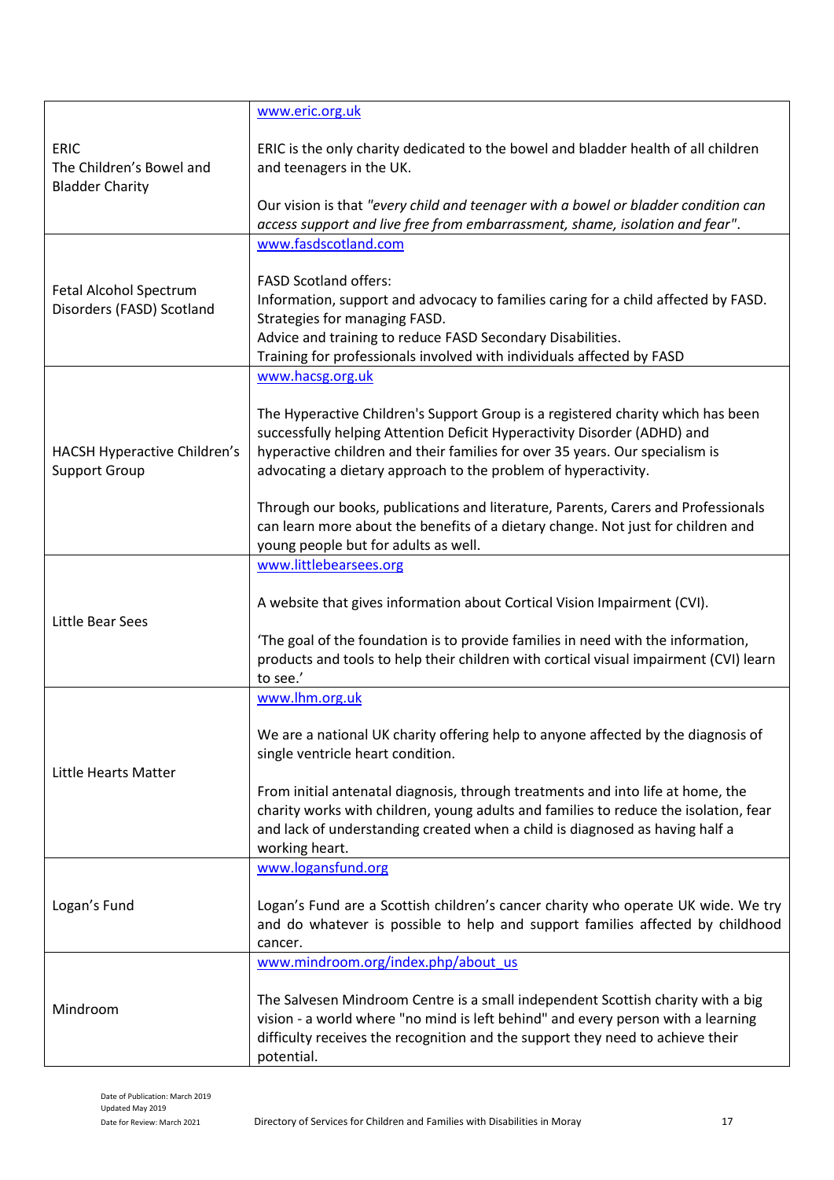| | |
|---|---|
| ERIC<br>The Children's Bowel and Bladder Charity | www.eric.org.uk<br><br>ERIC is the only charity dedicated to the bowel and bladder health of all children and teenagers in the UK.<br><br>Our vision is that *"every child and teenager with a bowel or bladder condition can access support and live free from embarrassment, shame, isolation and fear"*. |
| Fetal Alcohol Spectrum Disorders (FASD) Scotland | www.fasdscotland.com<br><br>FASD Scotland offers:<br>Information, support and advocacy to families caring for a child affected by FASD.<br>Strategies for managing FASD.<br>Advice and training to reduce FASD Secondary Disabilities.<br>Training for professionals involved with individuals affected by FASD |
| HACSH Hyperactive Children's Support Group | www.hacsg.org.uk<br><br>The Hyperactive Children's Support Group is a registered charity which has been successfully helping Attention Deficit Hyperactivity Disorder (ADHD) and hyperactive children and their families for over 35 years. Our specialism is advocating a dietary approach to the problem of hyperactivity.<br><br>Through our books, publications and literature, Parents, Carers and Professionals can learn more about the benefits of a dietary change. Not just for children and young people but for adults as well. |
| Little Bear Sees | www.littlebearsees.org<br><br>A website that gives information about Cortical Vision Impairment (CVI).<br><br>'The goal of the foundation is to provide families in need with the information, products and tools to help their children with cortical visual impairment (CVI) learn to see.' |
| Little Hearts Matter | www.lhm.org.uk<br><br>We are a national UK charity offering help to anyone affected by the diagnosis of single ventricle heart condition.<br><br>From initial antenatal diagnosis, through treatments and into life at home, the charity works with children, young adults and families to reduce the isolation, fear and lack of understanding created when a child is diagnosed as having half a working heart. |
| Logan's Fund | www.logansfund.org<br><br>Logan's Fund are a Scottish children's cancer charity who operate UK wide. We try and do whatever is possible to help and support families affected by childhood cancer. |
| Mindroom | www.mindroom.org/index.php/about_us<br><br>The Salvesen Mindroom Centre is a small independent Scottish charity with a big vision - a world where "no mind is left behind" and every person with a learning difficulty receives the recognition and the support they need to achieve their potential. |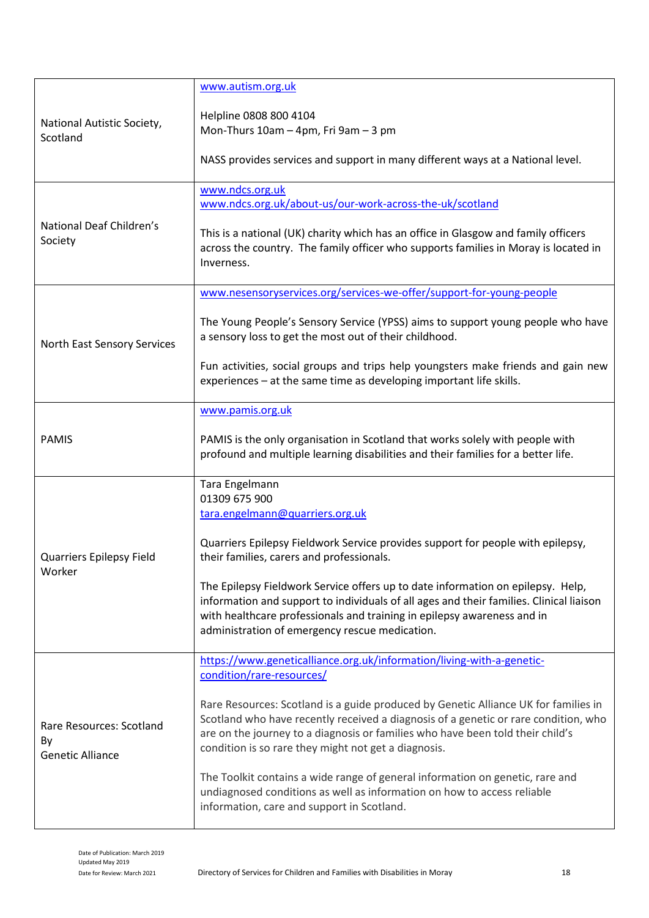| | |
|---|---|
| National Autistic Society, Scotland | www.autism.org.uk<br><br>Helpline 0808 800 4104<br>Mon-Thurs 10am – 4pm, Fri 9am – 3 pm<br><br>NASS provides services and support in many different ways at a National level. |
| National Deaf Children's Society | www.ndcs.org.uk<br>www.ndcs.org.uk/about-us/our-work-across-the-uk/scotland<br><br>This is a national (UK) charity which has an office in Glasgow and family officers across the country. The family officer who supports families in Moray is located in Inverness. |
| North East Sensory Services | www.nesensoryservices.org/services-we-offer/support-for-young-people<br><br>The Young People's Sensory Service (YPSS) aims to support young people who have a sensory loss to get the most out of their childhood.<br><br>Fun activities, social groups and trips help youngsters make friends and gain new experiences – at the same time as developing important life skills. |
| PAMIS | www.pamis.org.uk<br><br>PAMIS is the only organisation in Scotland that works solely with people with profound and multiple learning disabilities and their families for a better life. |
| Quarriers Epilepsy Field Worker | Tara Engelmann<br>01309 675 900<br>tara.engelmann@quarriers.org.uk<br><br>Quarriers Epilepsy Fieldwork Service provides support for people with epilepsy, their families, carers and professionals.<br><br>The Epilepsy Fieldwork Service offers up to date information on epilepsy. Help, information and support to individuals of all ages and their families. Clinical liaison with healthcare professionals and training in epilepsy awareness and in administration of emergency rescue medication. |
| Rare Resources: Scotland By Genetic Alliance | https://www.geneticalliance.org.uk/information/living-with-a-genetic-condition/rare-resources/<br><br>Rare Resources: Scotland is a guide produced by Genetic Alliance UK for families in Scotland who have recently received a diagnosis of a genetic or rare condition, who are on the journey to a diagnosis or families who have been told their child's condition is so rare they might not get a diagnosis.<br><br>The Toolkit contains a wide range of general information on genetic, rare and undiagnosed conditions as well as information on how to access reliable information, care and support in Scotland. |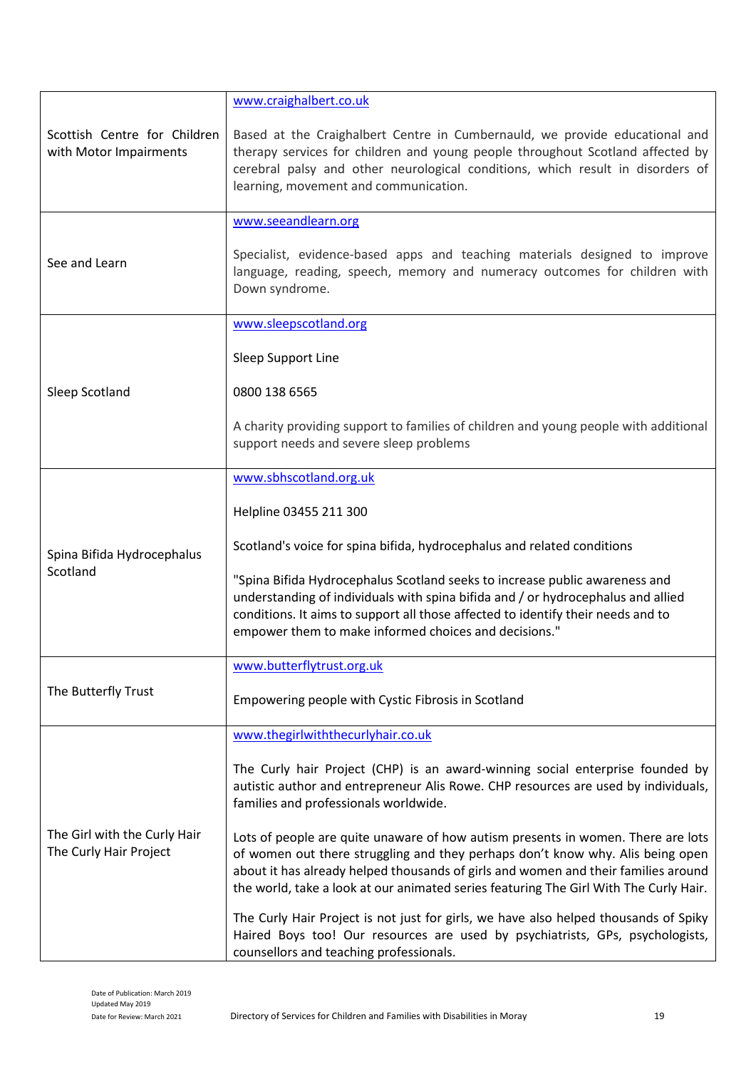| | |
|---|---|
| Scottish Centre for Children with Motor Impairments | www.craighalbert.co.uk<br><br>Based at the Craighalbert Centre in Cumbernauld, we provide educational and therapy services for children and young people throughout Scotland affected by cerebral palsy and other neurological conditions, which result in disorders of learning, movement and communication. |
| See and Learn | www.seeandlearn.org<br><br>Specialist, evidence-based apps and teaching materials designed to improve language, reading, speech, memory and numeracy outcomes for children with Down syndrome. |
| Sleep Scotland | www.sleepscotland.org<br><br>Sleep Support Line<br><br>0800 138 6565<br><br>A charity providing support to families of children and young people with additional support needs and severe sleep problems |
| Spina Bifida Hydrocephalus Scotland | www.sbhscotland.org.uk<br><br>Helpline 03455 211 300<br><br>Scotland's voice for spina bifida, hydrocephalus and related conditions<br><br>"Spina Bifida Hydrocephalus Scotland seeks to increase public awareness and understanding of individuals with spina bifida and / or hydrocephalus and allied conditions. It aims to support all those affected to identify their needs and to empower them to make informed choices and decisions." |
| The Butterfly Trust | www.butterflytrust.org.uk<br><br>Empowering people with Cystic Fibrosis in Scotland |
| The Girl with the Curly Hair<br>The Curly Hair Project | www.thegirlwiththecurlyhair.co.uk<br><br>The Curly hair Project (CHP) is an award-winning social enterprise founded by autistic author and entrepreneur Alis Rowe. CHP resources are used by individuals, families and professionals worldwide.<br><br>Lots of people are quite unaware of how autism presents in women. There are lots of women out there struggling and they perhaps don't know why. Alis being open about it has already helped thousands of girls and women and their families around the world, take a look at our animated series featuring The Girl With The Curly Hair.<br><br>The Curly Hair Project is not just for girls, we have also helped thousands of Spiky Haired Boys too! Our resources are used by psychiatrists, GPs, psychologists, counsellors and teaching professionals. |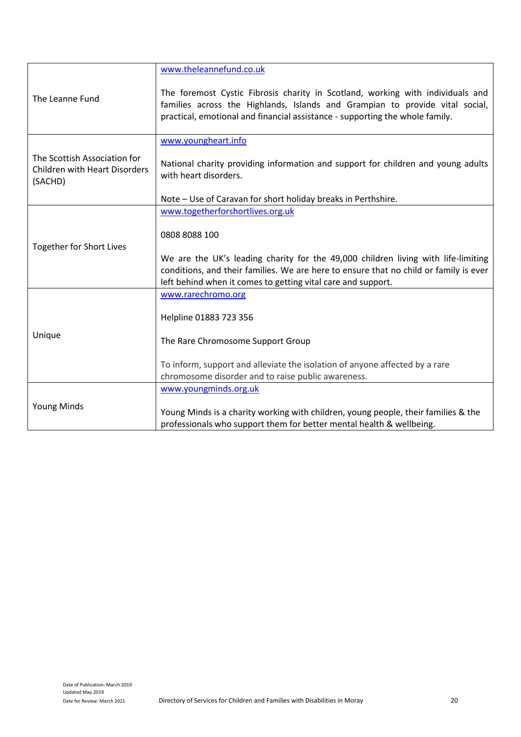| | |
|---|---|
| The Leanne Fund | www.theleannefund.co.uk<br><br>The foremost Cystic Fibrosis charity in Scotland, working with individuals and families across the Highlands, Islands and Grampian to provide vital social, practical, emotional and financial assistance - supporting the whole family. |
| The Scottish Association for Children with Heart Disorders (SACHD) | www.youngheart.info<br><br>National charity providing information and support for children and young adults with heart disorders.<br><br>Note – Use of Caravan for short holiday breaks in Perthshire. |
| Together for Short Lives | www.togetherforshortlives.org.uk<br><br>0808 8088 100<br><br>We are the UK's leading charity for the 49,000 children living with life-limiting conditions, and their families. We are here to ensure that no child or family is ever left behind when it comes to getting vital care and support. |
| Unique | www.rarechromo.org<br><br>Helpline 01883 723 356<br><br>The Rare Chromosome Support Group<br><br>To inform, support and alleviate the isolation of anyone affected by a rare chromosome disorder and to raise public awareness. |
| Young Minds | www.youngminds.org.uk<br><br>Young Minds is a charity working with children, young people, their families & the professionals who support them for better mental health & wellbeing. |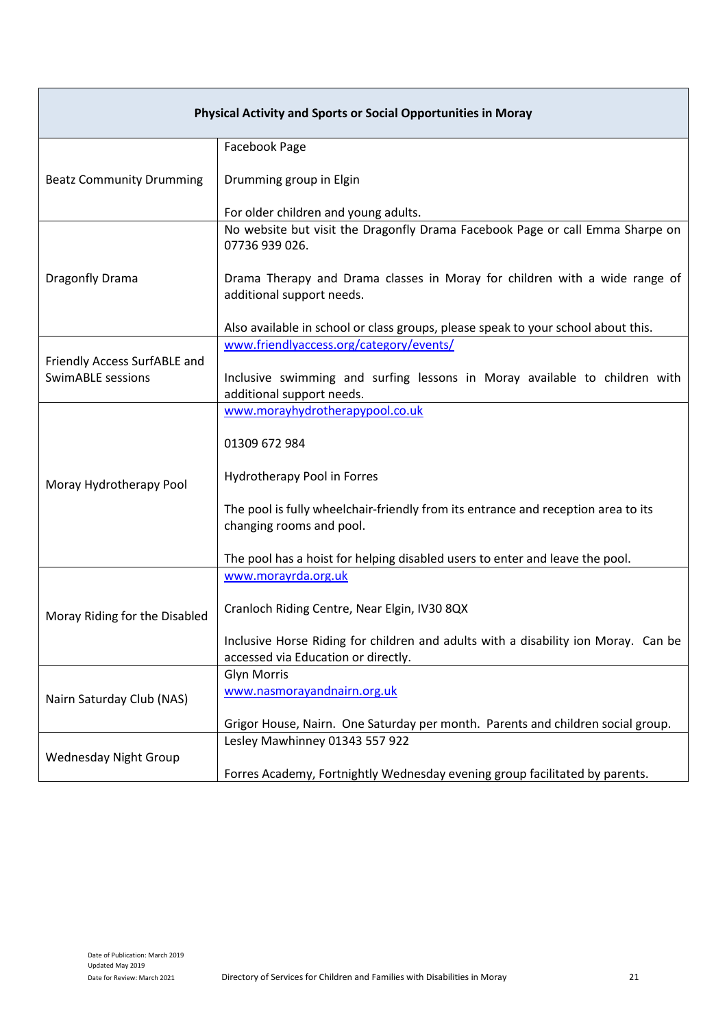| Physical Activity and Sports or Social Opportunities in Moray | |
|---|---|
| Beatz Community Drumming | Facebook Page<br><br>Drumming group in Elgin<br><br>For older children and young adults. |
| Dragonfly Drama | No website but visit the Dragonfly Drama Facebook Page or call Emma Sharpe on 07736 939 026.<br><br>Drama Therapy and Drama classes in Moray for children with a wide range of additional support needs.<br><br>Also available in school or class groups, please speak to your school about this. |
| Friendly Access SurfABLE and SwimABLE sessions | www.friendlyaccess.org/category/events/<br><br>Inclusive swimming and surfing lessons in Moray available to children with additional support needs. |
| Moray Hydrotherapy Pool | www.morayhydrotherapypool.co.uk<br><br>01309 672 984<br><br>Hydrotherapy Pool in Forres<br><br>The pool is fully wheelchair-friendly from its entrance and reception area to its changing rooms and pool.<br><br>The pool has a hoist for helping disabled users to enter and leave the pool. |
| Moray Riding for the Disabled | www.morayrda.org.uk<br><br>Cranloch Riding Centre, Near Elgin, IV30 8QX<br><br>Inclusive Horse Riding for children and adults with a disability ion Moray. Can be accessed via Education or directly. |
| Nairn Saturday Club (NAS) | Glyn Morris<br>www.nasmorayandnairn.org.uk<br><br>Grigor House, Nairn. One Saturday per month. Parents and children social group. |
| Wednesday Night Group | Lesley Mawhinney 01343 557 922<br><br>Forres Academy, Fortnightly Wednesday evening group facilitated by parents. |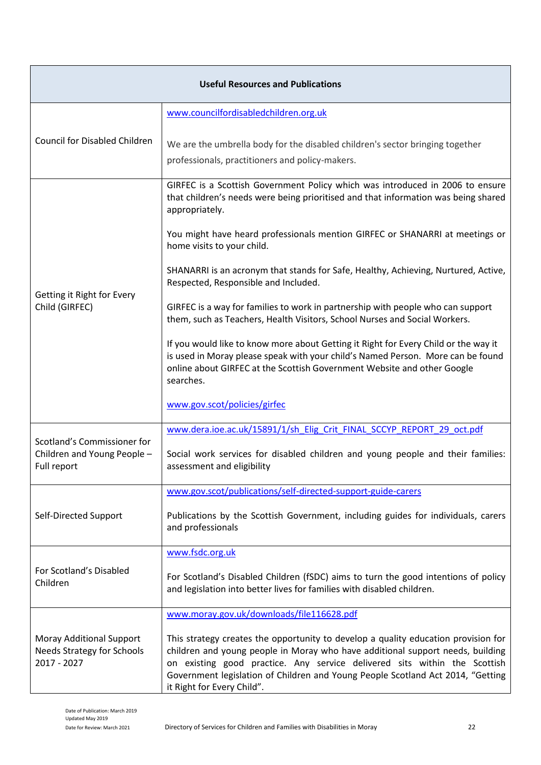| Useful Resources and Publications | |
|---|---|
| Council for Disabled Children | www.councilfordisabledchildren.org.uk<br><br>We are the umbrella body for the disabled children's sector bringing together professionals, practitioners and policy-makers. |
| Getting it Right for Every Child (GIRFEC) | GIRFEC is a Scottish Government Policy which was introduced in 2006 to ensure that children's needs were being prioritised and that information was being shared appropriately.<br><br>You might have heard professionals mention GIRFEC or SHANARRI at meetings or home visits to your child.<br><br>SHANARRI is an acronym that stands for Safe, Healthy, Achieving, Nurtured, Active, Respected, Responsible and Included.<br><br>GIRFEC is a way for families to work in partnership with people who can support them, such as Teachers, Health Visitors, School Nurses and Social Workers.<br><br>If you would like to know more about Getting it Right for Every Child or the way it is used in Moray please speak with your child's Named Person. More can be found online about GIRFEC at the Scottish Government Website and other Google searches.<br><br>www.gov.scot/policies/girfec |
| Scotland's Commissioner for Children and Young People – Full report | www.dera.ioe.ac.uk/15891/1/sh_Elig_Crit_FINAL_SCCYP_REPORT_29_oct.pdf<br><br>Social work services for disabled children and young people and their families: assessment and eligibility |
| Self-Directed Support | www.gov.scot/publications/self-directed-support-guide-carers<br><br>Publications by the Scottish Government, including guides for individuals, carers and professionals |
| For Scotland's Disabled Children | www.fsdc.org.uk<br><br>For Scotland's Disabled Children (fSDC) aims to turn the good intentions of policy and legislation into better lives for families with disabled children. |
| Moray Additional Support Needs Strategy for Schools 2017 - 2027 | www.moray.gov.uk/downloads/file116628.pdf<br><br>This strategy creates the opportunity to develop a quality education provision for children and young people in Moray who have additional support needs, building on existing good practice. Any service delivered sits within the Scottish Government legislation of Children and Young People Scotland Act 2014, "Getting it Right for Every Child". |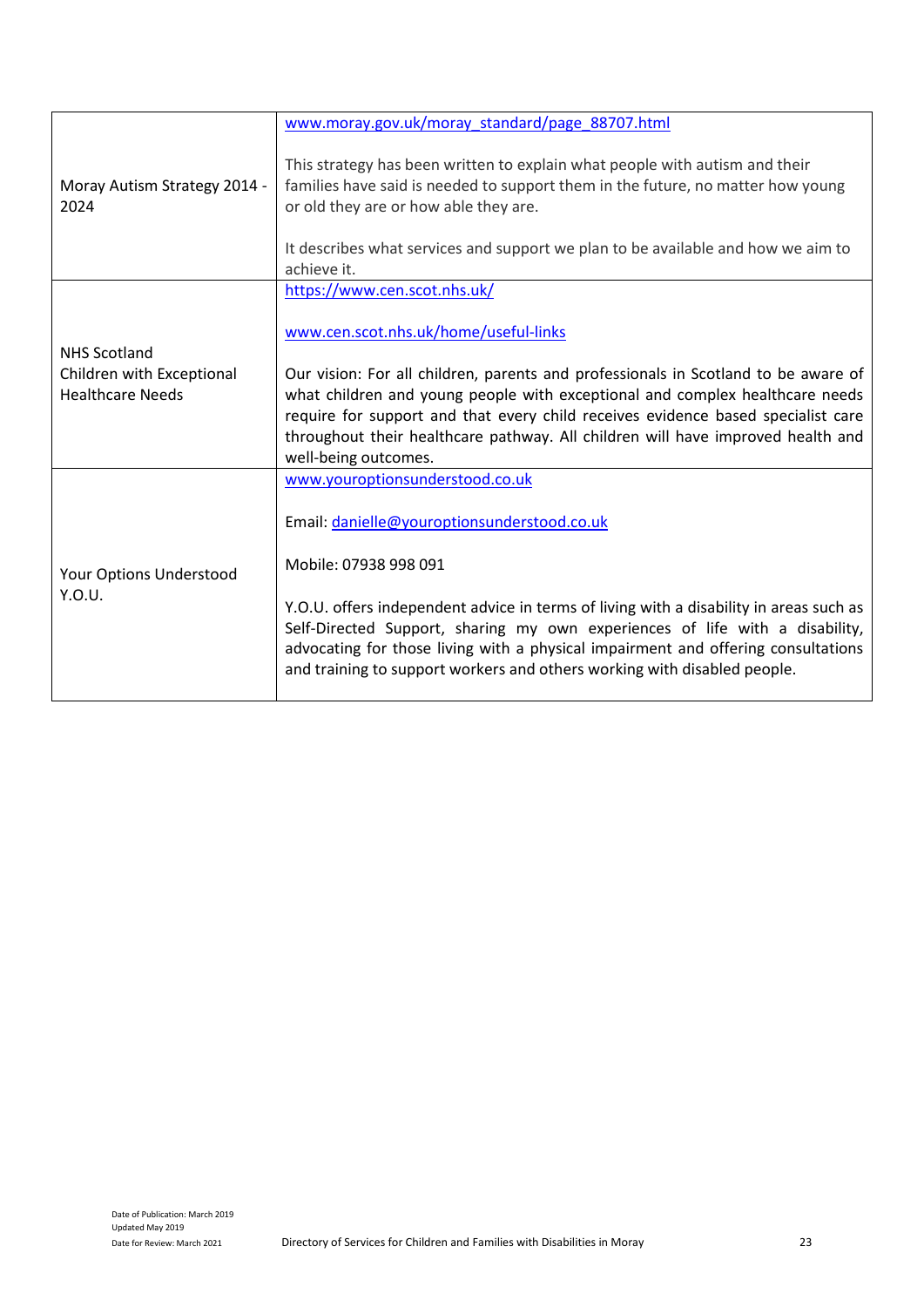| | |
|---|---|
| Moray Autism Strategy 2014 - 2024 | www.moray.gov.uk/moray_standard/page_88707.html<br><br>This strategy has been written to explain what people with autism and their families have said is needed to support them in the future, no matter how young or old they are or how able they are.<br><br>It describes what services and support we plan to be available and how we aim to achieve it. |
| NHS Scotland Children with Exceptional Healthcare Needs | https://www.cen.scot.nhs.uk/<br><br>www.cen.scot.nhs.uk/home/useful-links<br><br>Our vision: For all children, parents and professionals in Scotland to be aware of what children and young people with exceptional and complex healthcare needs require for support and that every child receives evidence based specialist care throughout their healthcare pathway. All children will have improved health and well-being outcomes. |
| Your Options Understood Y.O.U. | www.youroptionsunderstood.co.uk<br><br>Email: danielle@youroptionsunderstood.co.uk<br><br>Mobile: 07938 998 091<br><br>Y.O.U. offers independent advice in terms of living with a disability in areas such as Self-Directed Support, sharing my own experiences of life with a disability, advocating for those living with a physical impairment and offering consultations and training to support workers and others working with disabled people. |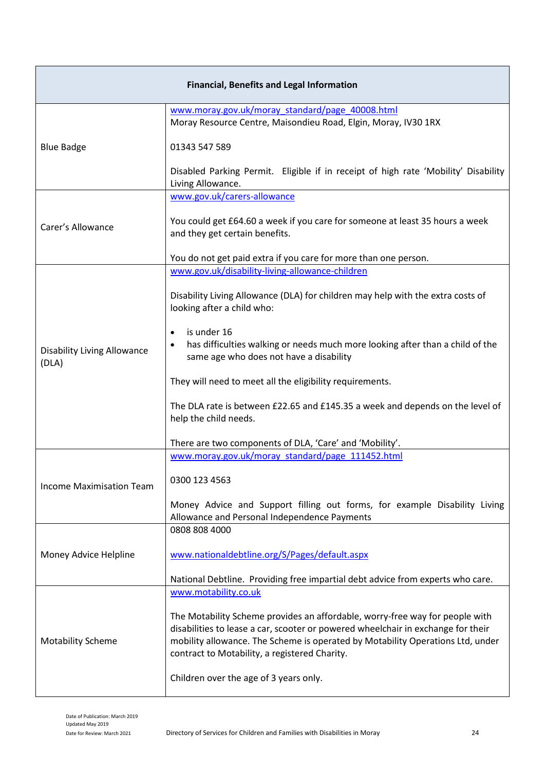| Financial, Benefits and Legal Information | |
|---|---|
| Blue Badge | www.moray.gov.uk/moray_standard/page_40008.html<br>Moray Resource Centre, Maisondieu Road, Elgin, Moray, IV30 1RX<br><br>01343 547 589<br><br>Disabled Parking Permit. Eligible if in receipt of high rate 'Mobility' Disability Living Allowance. |
| Carer's Allowance | www.gov.uk/carers-allowance<br><br>You could get £64.60 a week if you care for someone at least 35 hours a week and they get certain benefits.<br><br>You do not get paid extra if you care for more than one person. |
| Disability Living Allowance (DLA) | www.gov.uk/disability-living-allowance-children<br><br>Disability Living Allowance (DLA) for children may help with the extra costs of looking after a child who:<br><br>• is under 16<br>• has difficulties walking or needs much more looking after than a child of the same age who does not have a disability<br><br>They will need to meet all the eligibility requirements.<br><br>The DLA rate is between £22.65 and £145.35 a week and depends on the level of help the child needs.<br><br>There are two components of DLA, 'Care' and 'Mobility'. |
| Income Maximisation Team | www.moray.gov.uk/moray_standard/page_111452.html<br><br>0300 123 4563<br><br>Money Advice and Support filling out forms, for example Disability Living Allowance and Personal Independence Payments |
| Money Advice Helpline | 0808 808 4000<br><br>www.nationaldebtline.org/S/Pages/default.aspx<br><br>National Debtline. Providing free impartial debt advice from experts who care. |
| Motability Scheme | www.motability.co.uk<br><br>The Motability Scheme provides an affordable, worry-free way for people with disabilities to lease a car, scooter or powered wheelchair in exchange for their mobility allowance. The Scheme is operated by Motability Operations Ltd, under contract to Motability, a registered Charity.<br><br>Children over the age of 3 years only. |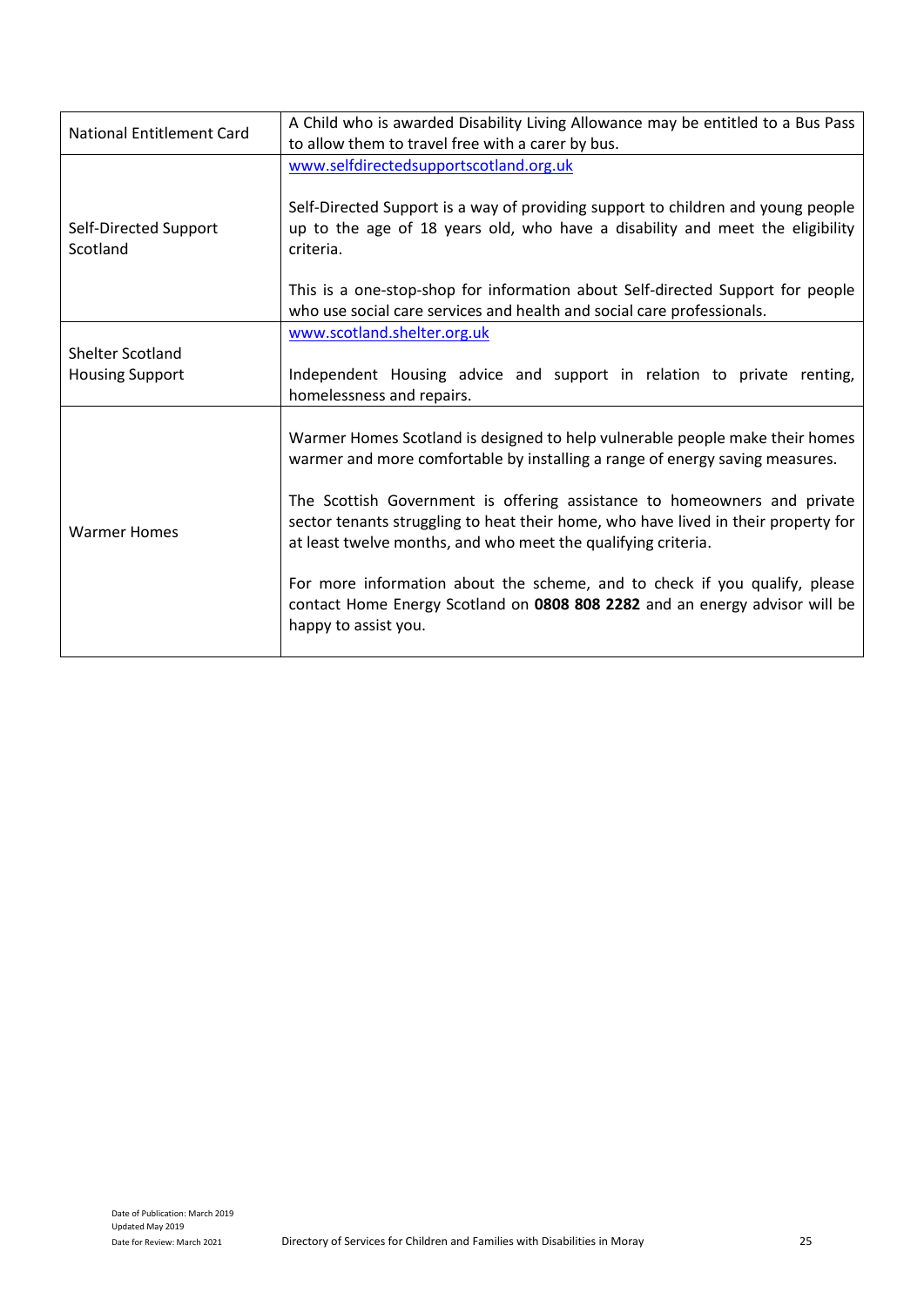| National Entitlement Card | A Child who is awarded Disability Living Allowance may be entitled to a Bus Pass to allow them to travel free with a carer by bus. |
|---|---|
| Self-Directed Support Scotland | www.selfdirectedsupportscotland.org.uk<br><br>Self-Directed Support is a way of providing support to children and young people up to the age of 18 years old, who have a disability and meet the eligibility criteria.<br><br>This is a one-stop-shop for information about Self-directed Support for people who use social care services and health and social care professionals. |
| Shelter Scotland<br>Housing Support | www.scotland.shelter.org.uk<br><br>Independent Housing advice and support in relation to private renting, homelessness and repairs. |
| Warmer Homes | Warmer Homes Scotland is designed to help vulnerable people make their homes warmer and more comfortable by installing a range of energy saving measures.<br><br>The Scottish Government is offering assistance to homeowners and private sector tenants struggling to heat their home, who have lived in their property for at least twelve months, and who meet the qualifying criteria.<br><br>For more information about the scheme, and to check if you qualify, please contact Home Energy Scotland on **0808 808 2282** and an energy advisor will be happy to assist you. |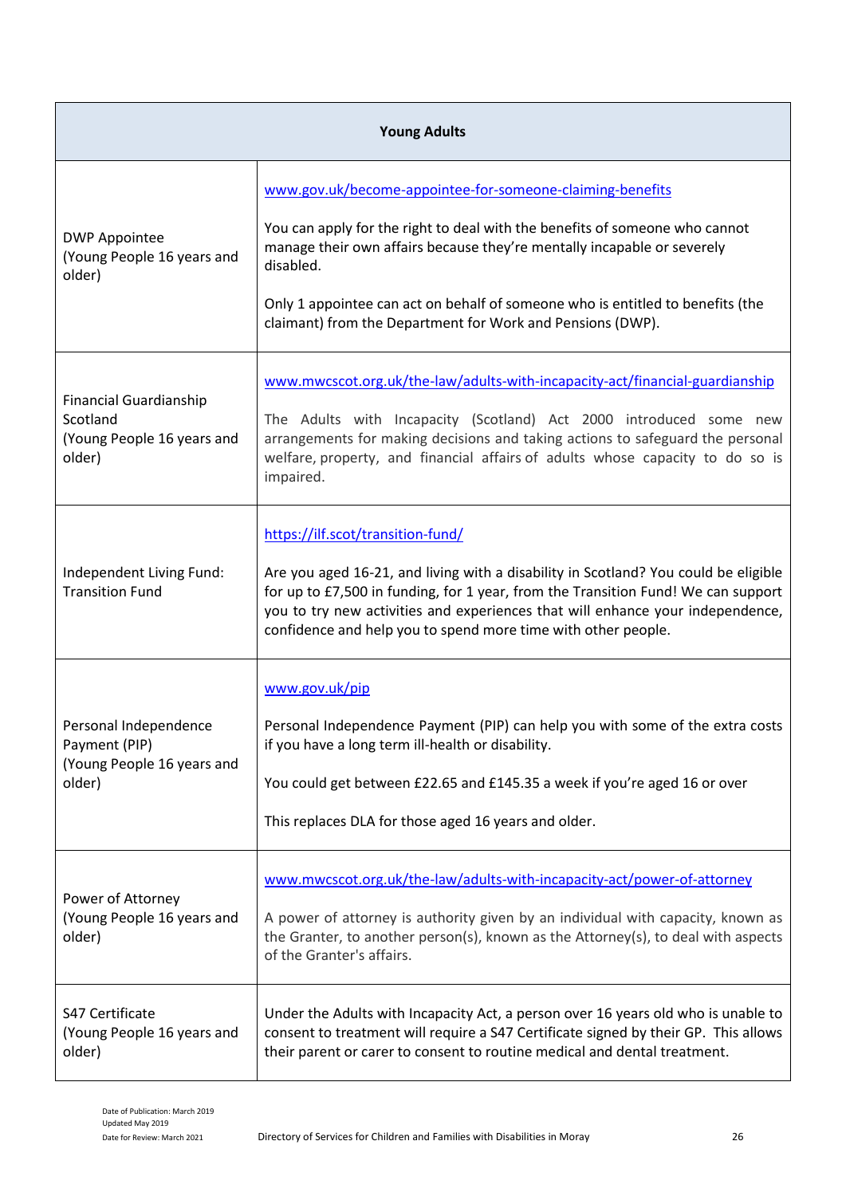| Young Adults | |
|---|---|
| DWP Appointee (Young People 16 years and older) | www.gov.uk/become-appointee-for-someone-claiming-benefits<br><br>You can apply for the right to deal with the benefits of someone who cannot manage their own affairs because they're mentally incapable or severely disabled.<br><br>Only 1 appointee can act on behalf of someone who is entitled to benefits (the claimant) from the Department for Work and Pensions (DWP). |
| Financial Guardianship Scotland (Young People 16 years and older) | www.mwcscot.org.uk/the-law/adults-with-incapacity-act/financial-guardianship<br><br>The Adults with Incapacity (Scotland) Act 2000 introduced some new arrangements for making decisions and taking actions to safeguard the personal welfare, property, and financial affairs of adults whose capacity to do so is impaired. |
| Independent Living Fund: Transition Fund | https://ilf.scot/transition-fund/<br><br>Are you aged 16-21, and living with a disability in Scotland? You could be eligible for up to £7,500 in funding, for 1 year, from the Transition Fund! We can support you to try new activities and experiences that will enhance your independence, confidence and help you to spend more time with other people. |
| Personal Independence Payment (PIP) (Young People 16 years and older) | www.gov.uk/pip<br><br>Personal Independence Payment (PIP) can help you with some of the extra costs if you have a long term ill-health or disability.<br><br>You could get between £22.65 and £145.35 a week if you're aged 16 or over<br><br>This replaces DLA for those aged 16 years and older. |
| Power of Attorney (Young People 16 years and older) | www.mwcscot.org.uk/the-law/adults-with-incapacity-act/power-of-attorney<br><br>A power of attorney is authority given by an individual with capacity, known as the Granter, to another person(s), known as the Attorney(s), to deal with aspects of the Granter's affairs. |
| S47 Certificate (Young People 16 years and older) | Under the Adults with Incapacity Act, a person over 16 years old who is unable to consent to treatment will require a S47 Certificate signed by their GP. This allows their parent or carer to consent to routine medical and dental treatment. |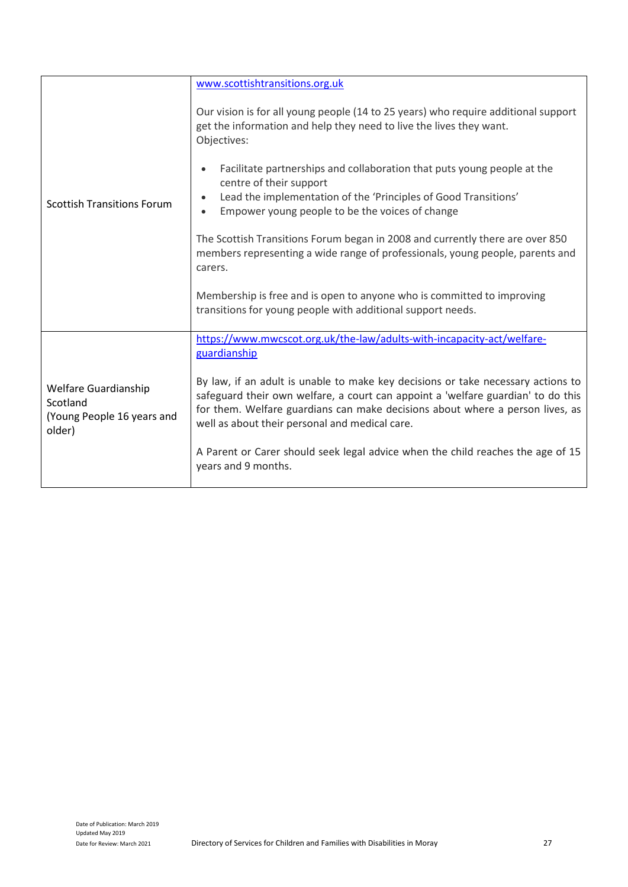| | |
|---|---|
| Scottish Transitions Forum | www.scottishtransitions.org.uk<br><br>Our vision is for all young people (14 to 25 years) who require additional support get the information and help they need to live the lives they want.<br>Objectives:<br><br>• Facilitate partnerships and collaboration that puts young people at the centre of their support<br>• Lead the implementation of the 'Principles of Good Transitions'<br>• Empower young people to be the voices of change<br><br>The Scottish Transitions Forum began in 2008 and currently there are over 850 members representing a wide range of professionals, young people, parents and carers.<br><br>Membership is free and is open to anyone who is committed to improving transitions for young people with additional support needs. |
| Welfare Guardianship Scotland<br>(Young People 16 years and older) | https://www.mwcscot.org.uk/the-law/adults-with-incapacity-act/welfare-guardianship<br><br>By law, if an adult is unable to make key decisions or take necessary actions to safeguard their own welfare, a court can appoint a 'welfare guardian' to do this for them. Welfare guardians can make decisions about where a person lives, as well as about their personal and medical care.<br><br>A Parent or Carer should seek legal advice when the child reaches the age of 15 years and 9 months. |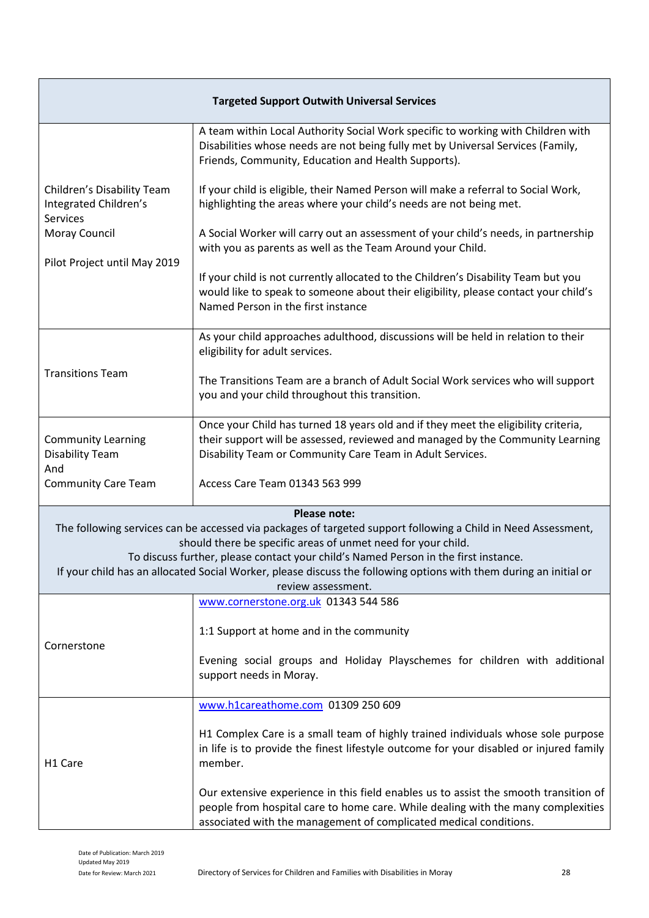| **Targeted Support Outwith Universal Services** | |
|---|---|
| Children's Disability Team Integrated Children's Services<br>Moray Council<br><br>Pilot Project until May 2019 | A team within Local Authority Social Work specific to working with Children with Disabilities whose needs are not being fully met by Universal Services (Family, Friends, Community, Education and Health Supports).<br><br>If your child is eligible, their Named Person will make a referral to Social Work, highlighting the areas where your child's needs are not being met.<br><br>A Social Worker will carry out an assessment of your child's needs, in partnership with you as parents as well as the Team Around your Child.<br><br>If your child is not currently allocated to the Children's Disability Team but you would like to speak to someone about their eligibility, please contact your child's Named Person in the first instance |
| Transitions Team | As your child approaches adulthood, discussions will be held in relation to their eligibility for adult services.<br><br>The Transitions Team are a branch of Adult Social Work services who will support you and your child throughout this transition. |
| Community Learning Disability Team<br>And<br>Community Care Team | Once your Child has turned 18 years old and if they meet the eligibility criteria, their support will be assessed, reviewed and managed by the Community Learning Disability Team or Community Care Team in Adult Services.<br><br>Access Care Team 01343 563 999 |
| **Please note:**<br>The following services can be accessed via packages of targeted support following a Child in Need Assessment, should there be specific areas of unmet need for your child.<br>To discuss further, please contact your child's Named Person in the first instance.<br>If your child has an allocated Social Worker, please discuss the following options with them during an initial or review assessment. | |
| Cornerstone | www.cornerstone.org.uk 01343 544 586<br><br>1:1 Support at home and in the community<br><br>Evening social groups and Holiday Playschemes for children with additional support needs in Moray. |
| H1 Care | www.h1careathome.com 01309 250 609<br><br>H1 Complex Care is a small team of highly trained individuals whose sole purpose in life is to provide the finest lifestyle outcome for your disabled or injured family member.<br><br>Our extensive experience in this field enables us to assist the smooth transition of people from hospital care to home care. While dealing with the many complexities associated with the management of complicated medical conditions. |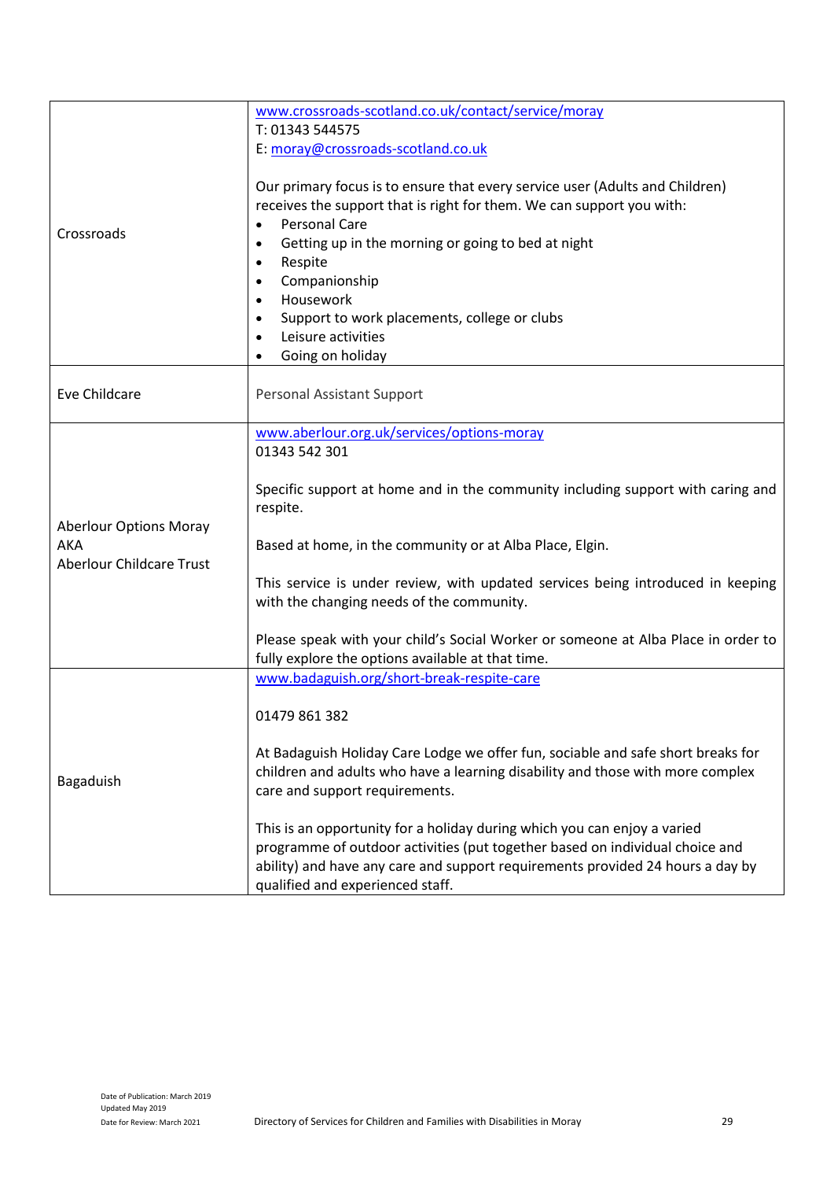| | |
|---|---|
| Crossroads | www.crossroads-scotland.co.uk/contact/service/moray<br>T: 01343 544575<br>E: moray@crossroads-scotland.co.uk<br><br>Our primary focus is to ensure that every service user (Adults and Children) receives the support that is right for them. We can support you with:<br>• Personal Care<br>• Getting up in the morning or going to bed at night<br>• Respite<br>• Companionship<br>• Housework<br>• Support to work placements, college or clubs<br>• Leisure activities<br>• Going on holiday |
| Eve Childcare | Personal Assistant Support |
| Aberlour Options Moray<br>AKA<br>Aberlour Childcare Trust | www.aberlour.org.uk/services/options-moray<br>01343 542 301<br><br>Specific support at home and in the community including support with caring and respite.<br><br>Based at home, in the community or at Alba Place, Elgin.<br><br>This service is under review, with updated services being introduced in keeping with the changing needs of the community.<br><br>Please speak with your child's Social Worker or someone at Alba Place in order to fully explore the options available at that time. |
| Bagaduish | www.badaguish.org/short-break-respite-care<br><br>01479 861 382<br><br>At Badaguish Holiday Care Lodge we offer fun, sociable and safe short breaks for children and adults who have a learning disability and those with more complex care and support requirements.<br><br>This is an opportunity for a holiday during which you can enjoy a varied programme of outdoor activities (put together based on individual choice and ability) and have any care and support requirements provided 24 hours a day by qualified and experienced staff. |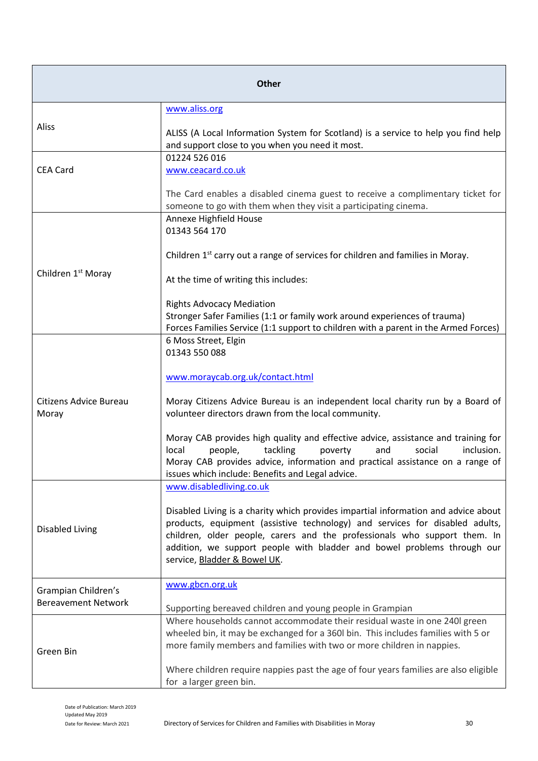| Other | |
|---|---|
| Aliss | www.aliss.org<br><br>ALISS (A Local Information System for Scotland) is a service to help you find help and support close to you when you need it most. |
| CEA Card | 01224 526 016<br>www.ceacard.co.uk<br><br>The Card enables a disabled cinema guest to receive a complimentary ticket for someone to go with them when they visit a participating cinema. |
| Children 1st Moray | Annexe Highfield House<br>01343 564 170<br><br>Children 1st carry out a range of services for children and families in Moray.<br><br>At the time of writing this includes:<br><br>Rights Advocacy Mediation<br>Stronger Safer Families (1:1 or family work around experiences of trauma)<br>Forces Families Service (1:1 support to children with a parent in the Armed Forces) |
| Citizens Advice Bureau Moray | 6 Moss Street, Elgin<br>01343 550 088<br><br>www.moraycab.org.uk/contact.html<br><br>Moray Citizens Advice Bureau is an independent local charity run by a Board of volunteer directors drawn from the local community.<br><br>Moray CAB provides high quality and effective advice, assistance and training for local people, tackling poverty and social inclusion. Moray CAB provides advice, information and practical assistance on a range of issues which include: Benefits and Legal advice. |
| Disabled Living | www.disabledliving.co.uk<br><br>Disabled Living is a charity which provides impartial information and advice about products, equipment (assistive technology) and services for disabled adults, children, older people, carers and the professionals who support them. In addition, we support people with bladder and bowel problems through our service, Bladder & Bowel UK. |
| Grampian Children's Bereavement Network | www.gbcn.org.uk<br><br>Supporting bereaved children and young people in Grampian |
| Green Bin | Where households cannot accommodate their residual waste in one 240l green wheeled bin, it may be exchanged for a 360l bin. This includes families with 5 or more family members and families with two or more children in nappies.<br><br>Where children require nappies past the age of four years families are also eligible for a larger green bin. |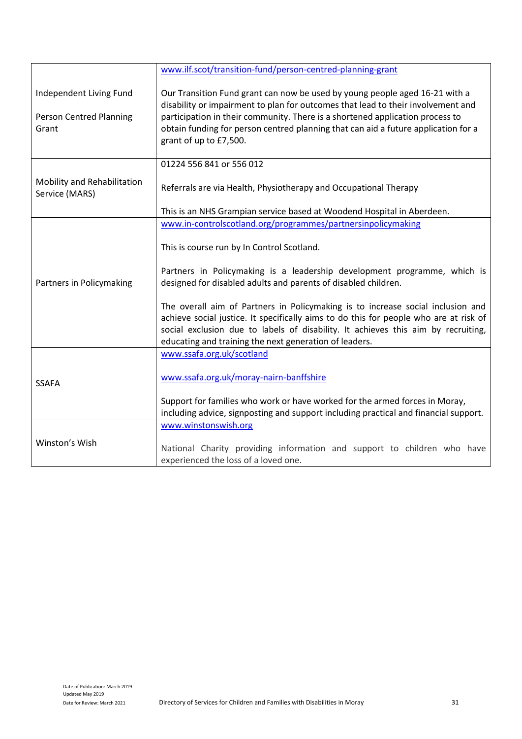| | |
|---|---|
| Independent Living Fund<br><br>Person Centred Planning Grant | www.ilf.scot/transition-fund/person-centred-planning-grant<br><br>Our Transition Fund grant can now be used by young people aged 16-21 with a disability or impairment to plan for outcomes that lead to their involvement and participation in their community. There is a shortened application process to obtain funding for person centred planning that can aid a future application for a grant of up to £7,500. |
| Mobility and Rehabilitation Service (MARS) | 01224 556 841 or 556 012<br><br>Referrals are via Health, Physiotherapy and Occupational Therapy<br><br>This is an NHS Grampian service based at Woodend Hospital in Aberdeen. |
| Partners in Policymaking | www.in-controlscotland.org/programmes/partnersinpolicymaking<br><br>This is course run by In Control Scotland.<br><br>Partners in Policymaking is a leadership development programme, which is designed for disabled adults and parents of disabled children.<br><br>The overall aim of Partners in Policymaking is to increase social inclusion and achieve social justice. It specifically aims to do this for people who are at risk of social exclusion due to labels of disability. It achieves this aim by recruiting, educating and training the next generation of leaders. |
| SSAFA | www.ssafa.org.uk/scotland<br><br>www.ssafa.org.uk/moray-nairn-banffshire<br><br>Support for families who work or have worked for the armed forces in Moray, including advice, signposting and support including practical and financial support. |
| Winston's Wish | www.winstonswish.org<br><br>National Charity providing information and support to children who have experienced the loss of a loved one. |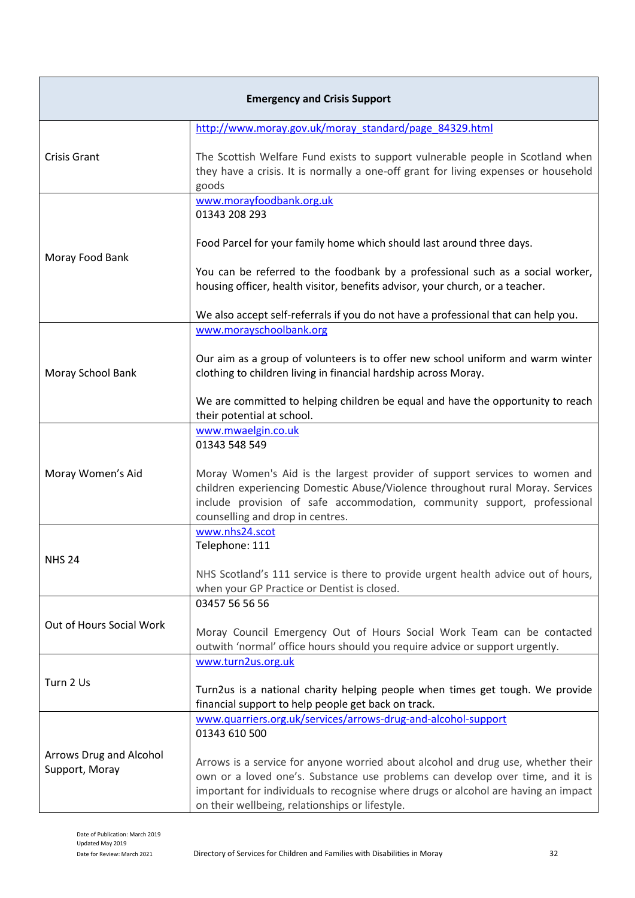| Emergency and Crisis Support | |
|---|---|
| Crisis Grant | http://www.moray.gov.uk/moray_standard/page_84329.html<br><br>The Scottish Welfare Fund exists to support vulnerable people in Scotland when they have a crisis. It is normally a one-off grant for living expenses or household goods |
| Moray Food Bank | www.morayfoodbank.org.uk<br>01343 208 293<br><br>Food Parcel for your family home which should last around three days.<br><br>You can be referred to the foodbank by a professional such as a social worker, housing officer, health visitor, benefits advisor, your church, or a teacher.<br><br>We also accept self-referrals if you do not have a professional that can help you. |
| Moray School Bank | www.morayschoolbank.org<br><br>Our aim as a group of volunteers is to offer new school uniform and warm winter clothing to children living in financial hardship across Moray.<br><br>We are committed to helping children be equal and have the opportunity to reach their potential at school. |
| Moray Women's Aid | www.mwaelgin.co.uk<br>01343 548 549<br><br>Moray Women's Aid is the largest provider of support services to women and children experiencing Domestic Abuse/Violence throughout rural Moray. Services include provision of safe accommodation, community support, professional counselling and drop in centres. |
| NHS 24 | www.nhs24.scot<br>Telephone: 111<br><br>NHS Scotland's 111 service is there to provide urgent health advice out of hours, when your GP Practice or Dentist is closed. |
| Out of Hours Social Work | 03457 56 56 56<br><br>Moray Council Emergency Out of Hours Social Work Team can be contacted outwith 'normal' office hours should you require advice or support urgently. |
| Turn 2 Us | www.turn2us.org.uk<br><br>Turn2us is a national charity helping people when times get tough. We provide financial support to help people get back on track. |
| Arrows Drug and Alcohol Support, Moray | www.quarriers.org.uk/services/arrows-drug-and-alcohol-support<br>01343 610 500<br><br>Arrows is a service for anyone worried about alcohol and drug use, whether their own or a loved one's. Substance use problems can develop over time, and it is important for individuals to recognise where drugs or alcohol are having an impact on their wellbeing, relationships or lifestyle. |